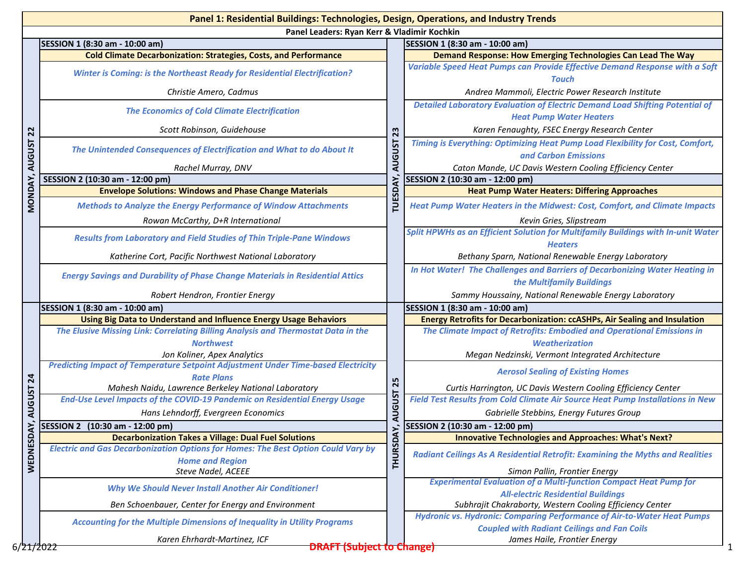# Panel 1: Residential Buildings: Technologies, Design, Operations, and Industry Trends

**Panel Leaders: Ryan Kerr & Vladimir Kochkin**

## MONDAY, AUGUST 22

### SESSION 1 (8:30 am - 10:00 am)

**Cold Climate Decarbonization: Strategies, Costs, and Performance**

*Winter is Coming: is the Northeast Ready for Residential Electrification?*
*Christie Amero, Cadmus*

*The Economics of Cold Climate Electrification*
*Scott Robinson, Guidehouse*

*The Unintended Consequences of Electrification and What to do About It*
*Rachel Murray, DNV*

### SESSION 2 (10:30 am - 12:00 pm)

**Envelope Solutions: Windows and Phase Change Materials**

*Methods to Analyze the Energy Performance of Window Attachments*
*Rowan McCarthy, D+R International*

*Results from Laboratory and Field Studies of Thin Triple-Pane Windows*
*Katherine Cort, Pacific Northwest National Laboratory*

*Energy Savings and Durability of Phase Change Materials in Residential Attics*
*Robert Hendron, Frontier Energy*

## TUESDAY, AUGUST 23

### SESSION 1 (8:30 am - 10:00 am)

**Demand Response: How Emerging Technologies Can Lead The Way**

*Variable Speed Heat Pumps can Provide Effective Demand Response with a Soft Touch*
*Andrea Mammoli, Electric Power Research Institute*

*Detailed Laboratory Evaluation of Electric Demand Load Shifting Potential of Heat Pump Water Heaters*
*Karen Fenaughty, FSEC Energy Research Center*

*Timing is Everything: Optimizing Heat Pump Load Flexibility for Cost, Comfort, and Carbon Emissions*
*Caton Mande, UC Davis Western Cooling Efficiency Center*

### SESSION 2 (10:30 am - 12:00 pm)

**Heat Pump Water Heaters: Differing Approaches**

*Heat Pump Water Heaters in the Midwest: Cost, Comfort, and Climate Impacts*
*Kevin Gries, Slipstream*

*Split HPWHs as an Efficient Solution for Multifamily Buildings with In-unit Water Heaters*
*Bethany Sparn, National Renewable Energy Laboratory*

*In Hot Water! The Challenges and Barriers of Decarbonizing Water Heating in the Multifamily Buildings*
*Sammy Houssainy, National Renewable Energy Laboratory*

## WEDNESDAY, AUGUST 24

### SESSION 1 (8:30 am - 10:00 am)

**Using Big Data to Understand and Influence Energy Usage Behaviors**

*The Elusive Missing Link: Correlating Billing Analysis and Thermostat Data in the Northwest*
*Jon Koliner, Apex Analytics*

*Predicting Impact of Temperature Setpoint Adjustment Under Time-based Electricity Rate Plans*
*Mahesh Naidu, Lawrence Berkeley National Laboratory*

*End-Use Level Impacts of the COVID-19 Pandemic on Residential Energy Usage*
*Hans Lehndorff, Evergreen Economics*

### SESSION 2 (10:30 am - 12:00 pm)

**Decarbonization Takes a Village: Dual Fuel Solutions**

*Electric and Gas Decarbonization Options for Homes: The Best Option Could Vary by Home and Region*
*Steve Nadel, ACEEE*

*Why We Should Never Install Another Air Conditioner!*
*Ben Schoenbauer, Center for Energy and Environment*

*Accounting for the Multiple Dimensions of Inequality in Utility Programs*
*Karen Ehrhardt-Martinez, ICF*

## THURSDAY, AUGUST 25

### SESSION 1 (8:30 am - 10:00 am)

**Energy Retrofits for Decarbonization: ccASHPs, Air Sealing and Insulation**

*The Climate Impact of Retrofits: Embodied and Operational Emissions in Weatherization*
*Megan Nedzinski, Vermont Integrated Architecture*

*Aerosol Sealing of Existing Homes*
*Curtis Harrington, UC Davis Western Cooling Efficiency Center*

*Field Test Results from Cold Climate Air Source Heat Pump Installations in New*
*Gabrielle Stebbins, Energy Futures Group*

### SESSION 2 (10:30 am - 12:00 pm)

**Innovative Technologies and Approaches: What's Next?**

*Radiant Ceilings As A Residential Retrofit: Examining the Myths and Realities*
*Simon Pallin, Frontier Energy*

*Experimental Evaluation of a Multi-function Compact Heat Pump for All-electric Residential Buildings*
*Subhrajit Chakraborty, Western Cooling Efficiency Center*

*Hydronic vs. Hydronic: Comparing Performance of Air-to-Water Heat Pumps Coupled with Radiant Ceilings and Fan Coils*
*James Haile, Frontier Energy*

6/21/2022 **DRAFT (Subject to Change)**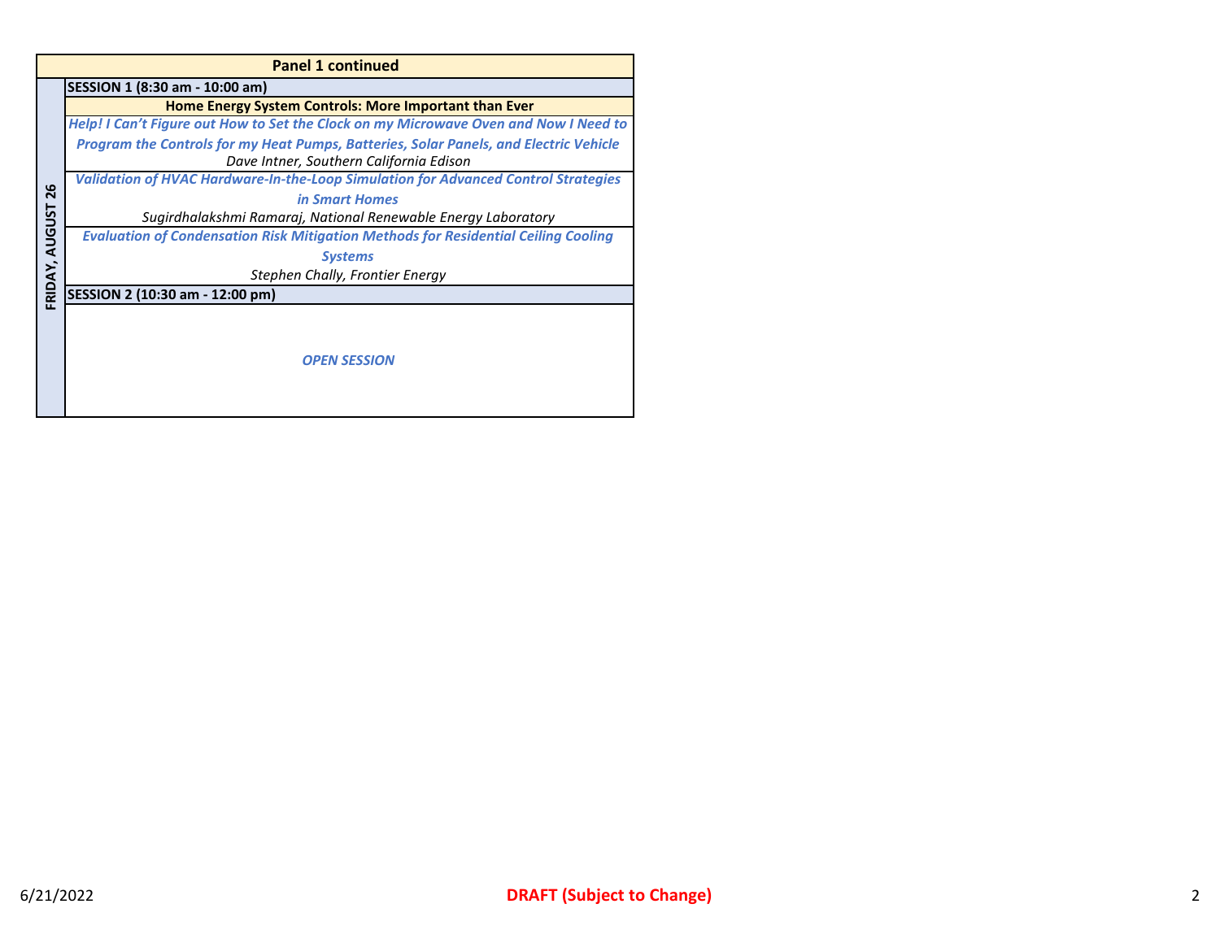**Panel 1 continued**

**FRIDAY, AUGUST 26**

**SESSION 1 (8:30 am - 10:00 am)**

**Home Energy System Controls: More Important than Ever**

***Help! I Can't Figure out How to Set the Clock on my Microwave Oven and Now I Need to Program the Controls for my Heat Pumps, Batteries, Solar Panels, and Electric Vehicle***
*Dave Intner, Southern California Edison*

***Validation of HVAC Hardware-In-the-Loop Simulation for Advanced Control Strategies in Smart Homes***
*Sugirdhalakshmi Ramaraj, National Renewable Energy Laboratory*

***Evaluation of Condensation Risk Mitigation Methods for Residential Ceiling Cooling Systems***
*Stephen Chally, Frontier Energy*

**SESSION 2 (10:30 am - 12:00 pm)**

***OPEN SESSION***

6/21/2022

**DRAFT (Subject to Change)**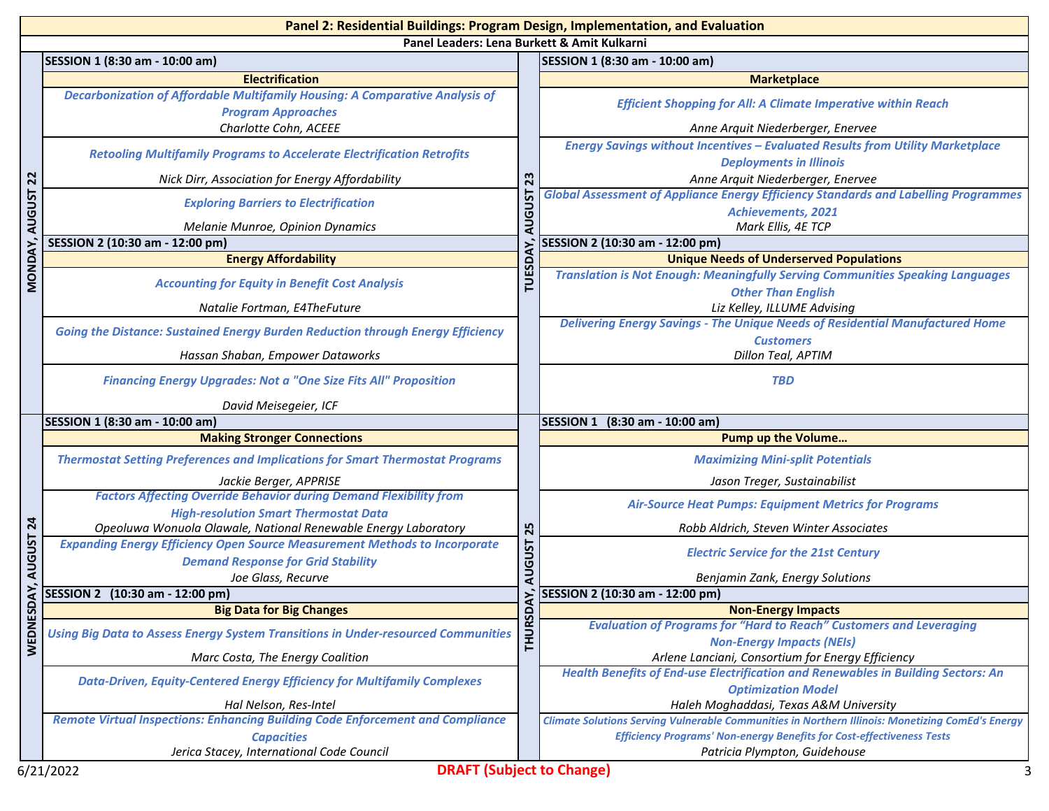# Panel 2: Residential Buildings: Program Design, Implementation, and Evaluation

**Panel Leaders: Lena Burkett & Amit Kulkarni**

## MONDAY, AUGUST 22

### SESSION 1 (8:30 am - 10:00 am)

**Electrification**

*Decarbonization of Affordable Multifamily Housing: A Comparative Analysis of Program Approaches*
*Charlotte Cohn, ACEEE*

*Retooling Multifamily Programs to Accelerate Electrification Retrofits*
*Nick Dirr, Association for Energy Affordability*

*Exploring Barriers to Electrification*
*Melanie Munroe, Opinion Dynamics*

### SESSION 2 (10:30 am - 12:00 pm)

**Energy Affordability**

*Accounting for Equity in Benefit Cost Analysis*
*Natalie Fortman, E4TheFuture*

*Going the Distance: Sustained Energy Burden Reduction through Energy Efficiency*
*Hassan Shaban, Empower Dataworks*

*Financing Energy Upgrades: Not a "One Size Fits All" Proposition*
*David Meisegeier, ICF*

## TUESDAY, AUGUST 23

### SESSION 1 (8:30 am - 10:00 am)

**Marketplace**

*Efficient Shopping for All: A Climate Imperative within Reach*
*Anne Arquit Niederberger, Enervee*

*Energy Savings without Incentives – Evaluated Results from Utility Marketplace Deployments in Illinois*
*Anne Arquit Niederberger, Enervee*

*Global Assessment of Appliance Energy Efficiency Standards and Labelling Programmes Achievements, 2021*
*Mark Ellis, 4E TCP*

### SESSION 2 (10:30 am - 12:00 pm)

**Unique Needs of Underserved Populations**

*Translation is Not Enough: Meaningfully Serving Communities Speaking Languages Other Than English*
*Liz Kelley, ILLUME Advising*

*Delivering Energy Savings - The Unique Needs of Residential Manufactured Home Customers*
*Dillon Teal, APTIM*

*TBD*

## WEDNESDAY, AUGUST 24

### SESSION 1 (8:30 am - 10:00 am)

**Making Stronger Connections**

*Thermostat Setting Preferences and Implications for Smart Thermostat Programs*
*Jackie Berger, APPRISE*

*Factors Affecting Override Behavior during Demand Flexibility from High-resolution Smart Thermostat Data*
*Opeoluwa Wonuola Olawale, National Renewable Energy Laboratory*

*Expanding Energy Efficiency Open Source Measurement Methods to Incorporate Demand Response for Grid Stability*
*Joe Glass, Recurve*

### SESSION 2 (10:30 am - 12:00 pm)

**Big Data for Big Changes**

*Using Big Data to Assess Energy System Transitions in Under-resourced Communities*
*Marc Costa, The Energy Coalition*

*Data-Driven, Equity-Centered Energy Efficiency for Multifamily Complexes*
*Hal Nelson, Res-Intel*

*Remote Virtual Inspections: Enhancing Building Code Enforcement and Compliance Capacities*
*Jerica Stacey, International Code Council*

## THURSDAY, AUGUST 25

### SESSION 1 (8:30 am - 10:00 am)

**Pump up the Volume…**

*Maximizing Mini-split Potentials*
*Jason Treger, Sustainabilist*

*Air-Source Heat Pumps: Equipment Metrics for Programs*
*Robb Aldrich, Steven Winter Associates*

*Electric Service for the 21st Century*
*Benjamin Zank, Energy Solutions*

### SESSION 2 (10:30 am - 12:00 pm)

**Non-Energy Impacts**

*Evaluation of Programs for "Hard to Reach" Customers and Leveraging Non-Energy Impacts (NEIs)*
*Arlene Lanciani, Consortium for Energy Efficiency*

*Health Benefits of End-use Electrification and Renewables in Building Sectors: An Optimization Model*
*Haleh Moghaddasi, Texas A&M University*

*Climate Solutions Serving Vulnerable Communities in Northern Illinois: Monetizing ComEd's Energy Efficiency Programs' Non-energy Benefits for Cost-effectiveness Tests*
*Patricia Plympton, Guidehouse*

6/21/2022 **DRAFT (Subject to Change)**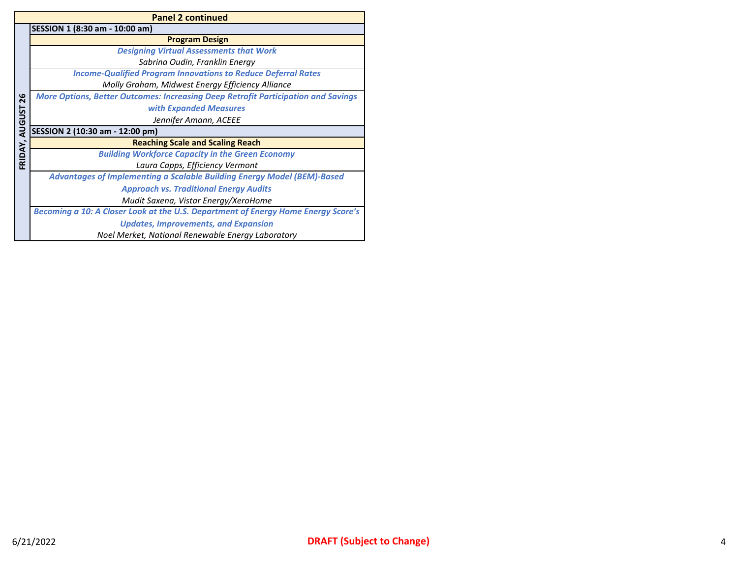| Panel 2 continued | |
|---|---|
| **FRIDAY, AUGUST 26** | **SESSION 1 (8:30 am - 10:00 am)** |
| | **Program Design** |
| | ***Designing Virtual Assessments that Work*** <br> *Sabrina Oudin, Franklin Energy* |
| | ***Income-Qualified Program Innovations to Reduce Deferral Rates*** <br> *Molly Graham, Midwest Energy Efficiency Alliance* |
| | ***More Options, Better Outcomes: Increasing Deep Retrofit Participation and Savings with Expanded Measures*** <br> *Jennifer Amann, ACEEE* |
| | **SESSION 2 (10:30 am - 12:00 pm)** |
| | **Reaching Scale and Scaling Reach** |
| | ***Building Workforce Capacity in the Green Economy*** <br> *Laura Capps, Efficiency Vermont* |
| | ***Advantages of Implementing a Scalable Building Energy Model (BEM)-Based Approach vs. Traditional Energy Audits*** <br> *Mudit Saxena, Vistar Energy/XeroHome* |
| | ***Becoming a 10: A Closer Look at the U.S. Department of Energy Home Energy Score's Updates, Improvements, and Expansion*** <br> *Noel Merket, National Renewable Energy Laboratory* |

6/21/2022

**DRAFT (Subject to Change)**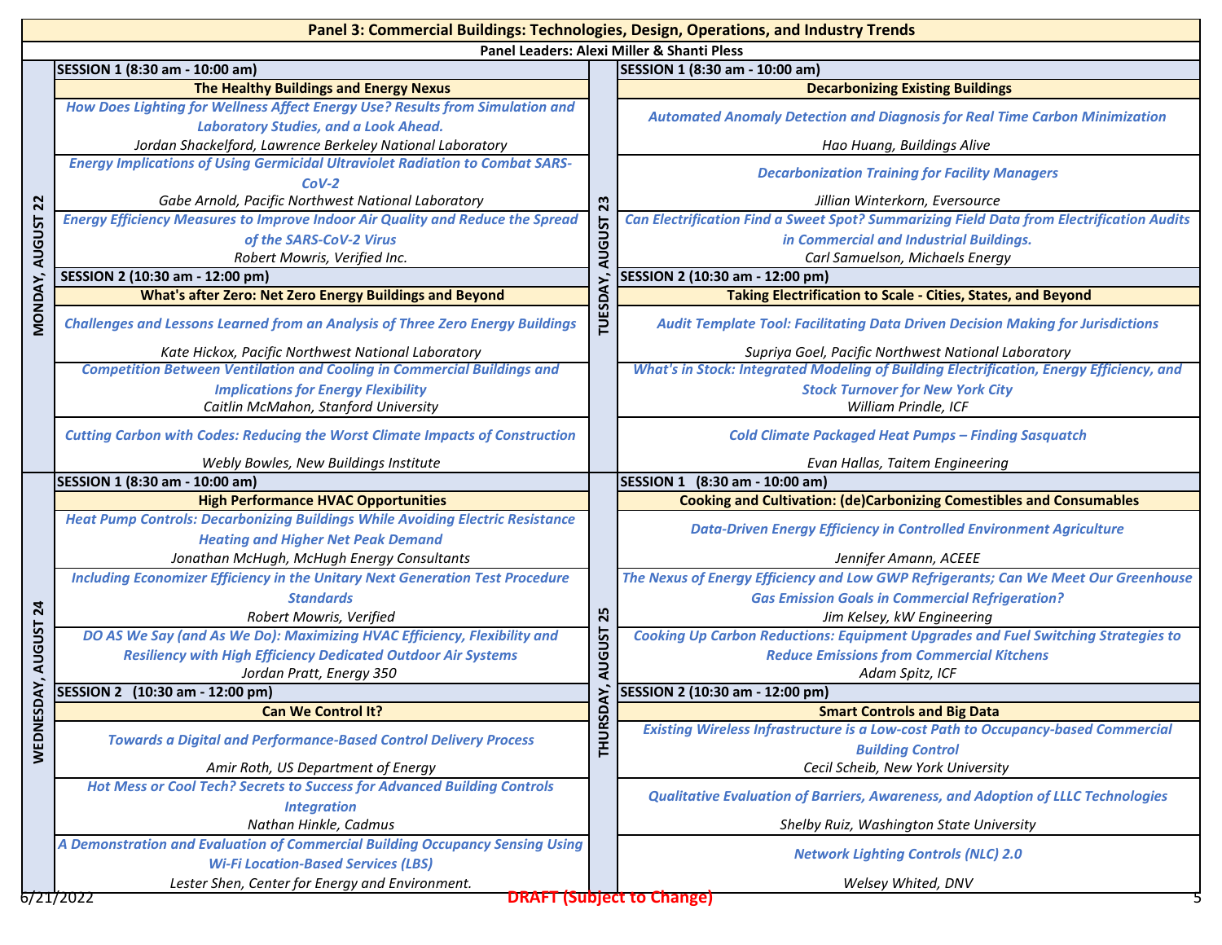# Panel 3: Commercial Buildings: Technologies, Design, Operations, and Industry Trends

**Panel Leaders: Alexi Miller & Shanti Pless**

## MONDAY, AUGUST 22

### SESSION 1 (8:30 am - 10:00 am)

**The Healthy Buildings and Energy Nexus**

*How Does Lighting for Wellness Affect Energy Use? Results from Simulation and Laboratory Studies, and a Look Ahead.*
Jordan Shackelford, Lawrence Berkeley National Laboratory

*Energy Implications of Using Germicidal Ultraviolet Radiation to Combat SARS-CoV-2*
Gabe Arnold, Pacific Northwest National Laboratory

*Energy Efficiency Measures to Improve Indoor Air Quality and Reduce the Spread of the SARS-CoV-2 Virus*
Robert Mowris, Verified Inc.

### SESSION 2 (10:30 am - 12:00 pm)

**What's after Zero: Net Zero Energy Buildings and Beyond**

*Challenges and Lessons Learned from an Analysis of Three Zero Energy Buildings*
Kate Hickox, Pacific Northwest National Laboratory

*Competition Between Ventilation and Cooling in Commercial Buildings and Implications for Energy Flexibility*
Caitlin McMahon, Stanford University

*Cutting Carbon with Codes: Reducing the Worst Climate Impacts of Construction*
Webly Bowles, New Buildings Institute

## TUESDAY, AUGUST 23

### SESSION 1 (8:30 am - 10:00 am)

**Decarbonizing Existing Buildings**

*Automated Anomaly Detection and Diagnosis for Real Time Carbon Minimization*
Hao Huang, Buildings Alive

*Decarbonization Training for Facility Managers*
Jillian Winterkorn, Eversource

*Can Electrification Find a Sweet Spot? Summarizing Field Data from Electrification Audits in Commercial and Industrial Buildings.*
Carl Samuelson, Michaels Energy

### SESSION 2 (10:30 am - 12:00 pm)

**Taking Electrification to Scale - Cities, States, and Beyond**

*Audit Template Tool: Facilitating Data Driven Decision Making for Jurisdictions*
Supriya Goel, Pacific Northwest National Laboratory

*What's in Stock: Integrated Modeling of Building Electrification, Energy Efficiency, and Stock Turnover for New York City*
William Prindle, ICF

*Cold Climate Packaged Heat Pumps – Finding Sasquatch*
Evan Hallas, Taitem Engineering

## WEDNESDAY, AUGUST 24

### SESSION 1 (8:30 am - 10:00 am)

**High Performance HVAC Opportunities**

*Heat Pump Controls: Decarbonizing Buildings While Avoiding Electric Resistance Heating and Higher Net Peak Demand*
Jonathan McHugh, McHugh Energy Consultants

*Including Economizer Efficiency in the Unitary Next Generation Test Procedure Standards*
Robert Mowris, Verified

*DO AS We Say (and As We Do): Maximizing HVAC Efficiency, Flexibility and Resiliency with High Efficiency Dedicated Outdoor Air Systems*
Jordan Pratt, Energy 350

### SESSION 2 (10:30 am - 12:00 pm)

**Can We Control It?**

*Towards a Digital and Performance-Based Control Delivery Process*
Amir Roth, US Department of Energy

*Hot Mess or Cool Tech? Secrets to Success for Advanced Building Controls Integration*
Nathan Hinkle, Cadmus

*A Demonstration and Evaluation of Commercial Building Occupancy Sensing Using Wi-Fi Location-Based Services (LBS)*
Lester Shen, Center for Energy and Environment.

## THURSDAY, AUGUST 25

### SESSION 1 (8:30 am - 10:00 am)

**Cooking and Cultivation: (de)Carbonizing Comestibles and Consumables**

*Data-Driven Energy Efficiency in Controlled Environment Agriculture*
Jennifer Amann, ACEEE

*The Nexus of Energy Efficiency and Low GWP Refrigerants; Can We Meet Our Greenhouse Gas Emission Goals in Commercial Refrigeration?*
Jim Kelsey, kW Engineering

*Cooking Up Carbon Reductions: Equipment Upgrades and Fuel Switching Strategies to Reduce Emissions from Commercial Kitchens*
Adam Spitz, ICF

### SESSION 2 (10:30 am - 12:00 pm)

**Smart Controls and Big Data**

*Existing Wireless Infrastructure is a Low-cost Path to Occupancy-based Commercial Building Control*
Cecil Scheib, New York University

*Qualitative Evaluation of Barriers, Awareness, and Adoption of LLLC Technologies*
Shelby Ruiz, Washington State University

*Network Lighting Controls (NLC) 2.0*
Welsey Whited, DNV

6/21/2022 **DRAFT (Subject to Change)**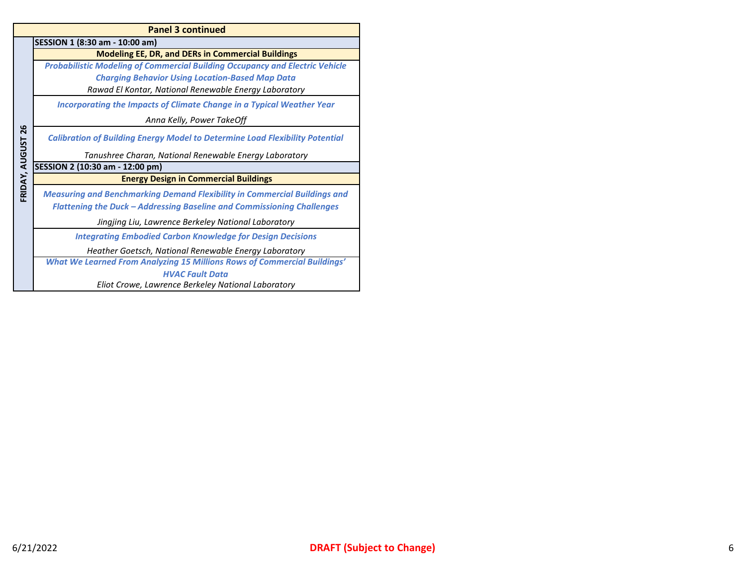| Panel 3 continued | |
|---|---|
| **FRIDAY, AUGUST 26** | **SESSION 1 (8:30 am - 10:00 am)** |
| | **Modeling EE, DR, and DERs in Commercial Buildings** |
| | ***Probabilistic Modeling of Commercial Building Occupancy and Electric Vehicle Charging Behavior Using Location-Based Map Data*** <br> *Rawad El Kontar, National Renewable Energy Laboratory* |
| | ***Incorporating the Impacts of Climate Change in a Typical Weather Year*** <br> *Anna Kelly, Power TakeOff* |
| | ***Calibration of Building Energy Model to Determine Load Flexibility Potential*** <br> *Tanushree Charan, National Renewable Energy Laboratory* |
| | **SESSION 2 (10:30 am - 12:00 pm)** |
| | **Energy Design in Commercial Buildings** |
| | ***Measuring and Benchmarking Demand Flexibility in Commercial Buildings and Flattening the Duck – Addressing Baseline and Commissioning Challenges*** <br> *Jingjing Liu, Lawrence Berkeley National Laboratory* |
| | ***Integrating Embodied Carbon Knowledge for Design Decisions*** <br> *Heather Goetsch, National Renewable Energy Laboratory* |
| | ***What We Learned From Analyzing 15 Millions Rows of Commercial Buildings' HVAC Fault Data*** <br> *Eliot Crowe, Lawrence Berkeley National Laboratory* |

6/21/2022

**DRAFT (Subject to Change)**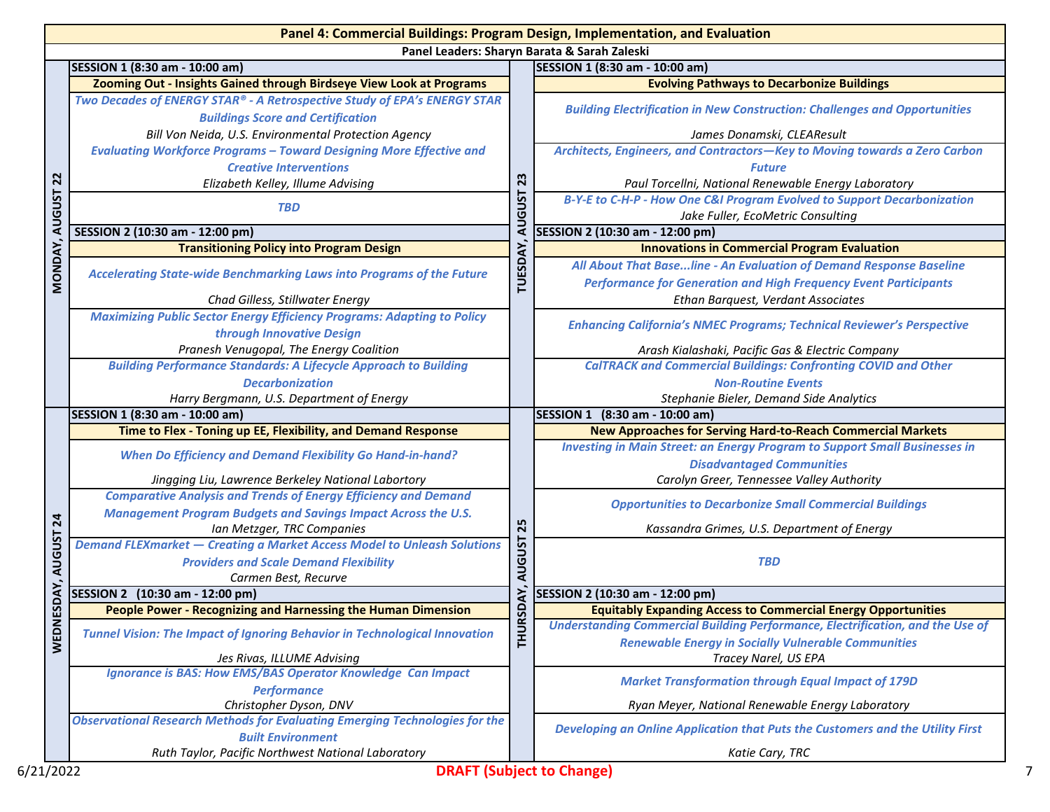# Panel 4: Commercial Buildings: Program Design, Implementation, and Evaluation

**Panel Leaders: Sharyn Barata & Sarah Zaleski**

## MONDAY, AUGUST 22

### SESSION 1 (8:30 am - 10:00 am)

**Zooming Out - Insights Gained through Birdseye View Look at Programs**

- ***Two Decades of ENERGY STAR® - A Retrospective Study of EPA's ENERGY STAR Buildings Score and Certification***
  *Bill Von Neida, U.S. Environmental Protection Agency*
- ***Evaluating Workforce Programs – Toward Designing More Effective and Creative Interventions***
  *Elizabeth Kelley, Illume Advising*
- ***TBD***

### SESSION 2 (10:30 am - 12:00 pm)

**Transitioning Policy into Program Design**

- ***Accelerating State-wide Benchmarking Laws into Programs of the Future***
  *Chad Gilless, Stillwater Energy*
- ***Maximizing Public Sector Energy Efficiency Programs: Adapting to Policy through Innovative Design***
  *Pranesh Venugopal, The Energy Coalition*
- ***Building Performance Standards: A Lifecycle Approach to Building Decarbonization***
  *Harry Bergmann, U.S. Department of Energy*

## TUESDAY, AUGUST 23

### SESSION 1 (8:30 am - 10:00 am)

**Evolving Pathways to Decarbonize Buildings**

- ***Building Electrification in New Construction: Challenges and Opportunities***
  *James Donamski, CLEAResult*
- ***Architects, Engineers, and Contractors—Key to Moving towards a Zero Carbon Future***
  *Paul Torcellni, National Renewable Energy Laboratory*
- ***B-Y-E to C-H-P - How One C&I Program Evolved to Support Decarbonization***
  *Jake Fuller, EcoMetric Consulting*

### SESSION 2 (10:30 am - 12:00 pm)

**Innovations in Commercial Program Evaluation**

- ***All About That Base...line - An Evaluation of Demand Response Baseline Performance for Generation and High Frequency Event Participants***
  *Ethan Barquest, Verdant Associates*
- ***Enhancing California's NMEC Programs; Technical Reviewer's Perspective***
  *Arash Kialashaki, Pacific Gas & Electric Company*
- ***CalTRACK and Commercial Buildings: Confronting COVID and Other Non-Routine Events***
  *Stephanie Bieler, Demand Side Analytics*

## WEDNESDAY, AUGUST 24

### SESSION 1 (8:30 am - 10:00 am)

**Time to Flex - Toning up EE, Flexibility, and Demand Response**

- ***When Do Efficiency and Demand Flexibility Go Hand-in-hand?***
  *Jingging Liu, Lawrence Berkeley National Labortory*
- ***Comparative Analysis and Trends of Energy Efficiency and Demand Management Program Budgets and Savings Impact Across the U.S.***
  *Ian Metzger, TRC Companies*
- ***Demand FLEXmarket — Creating a Market Access Model to Unleash Solutions Providers and Scale Demand Flexibility***
  *Carmen Best, Recurve*

### SESSION 2 (10:30 am - 12:00 pm)

**People Power - Recognizing and Harnessing the Human Dimension**

- ***Tunnel Vision: The Impact of Ignoring Behavior in Technological Innovation***
  *Jes Rivas, ILLUME Advising*
- ***Ignorance is BAS: How EMS/BAS Operator Knowledge Can Impact Performance***
  *Christopher Dyson, DNV*
- ***Observational Research Methods for Evaluating Emerging Technologies for the Built Environment***
  *Ruth Taylor, Pacific Northwest National Laboratory*

## THURSDAY, AUGUST 25

### SESSION 1 (8:30 am - 10:00 am)

**New Approaches for Serving Hard-to-Reach Commercial Markets**

- ***Investing in Main Street: an Energy Program to Support Small Businesses in Disadvantaged Communities***
  *Carolyn Greer, Tennessee Valley Authority*
- ***Opportunities to Decarbonize Small Commercial Buildings***
  *Kassandra Grimes, U.S. Department of Energy*
- ***TBD***

### SESSION 2 (10:30 am - 12:00 pm)

**Equitably Expanding Access to Commercial Energy Opportunities**

- ***Understanding Commercial Building Performance, Electrification, and the Use of Renewable Energy in Socially Vulnerable Communities***
  *Tracey Narel, US EPA*
- ***Market Transformation through Equal Impact of 179D***
  *Ryan Meyer, National Renewable Energy Laboratory*
- ***Developing an Online Application that Puts the Customers and the Utility First***
  *Katie Cary, TRC*

6/21/2022 **DRAFT (Subject to Change)**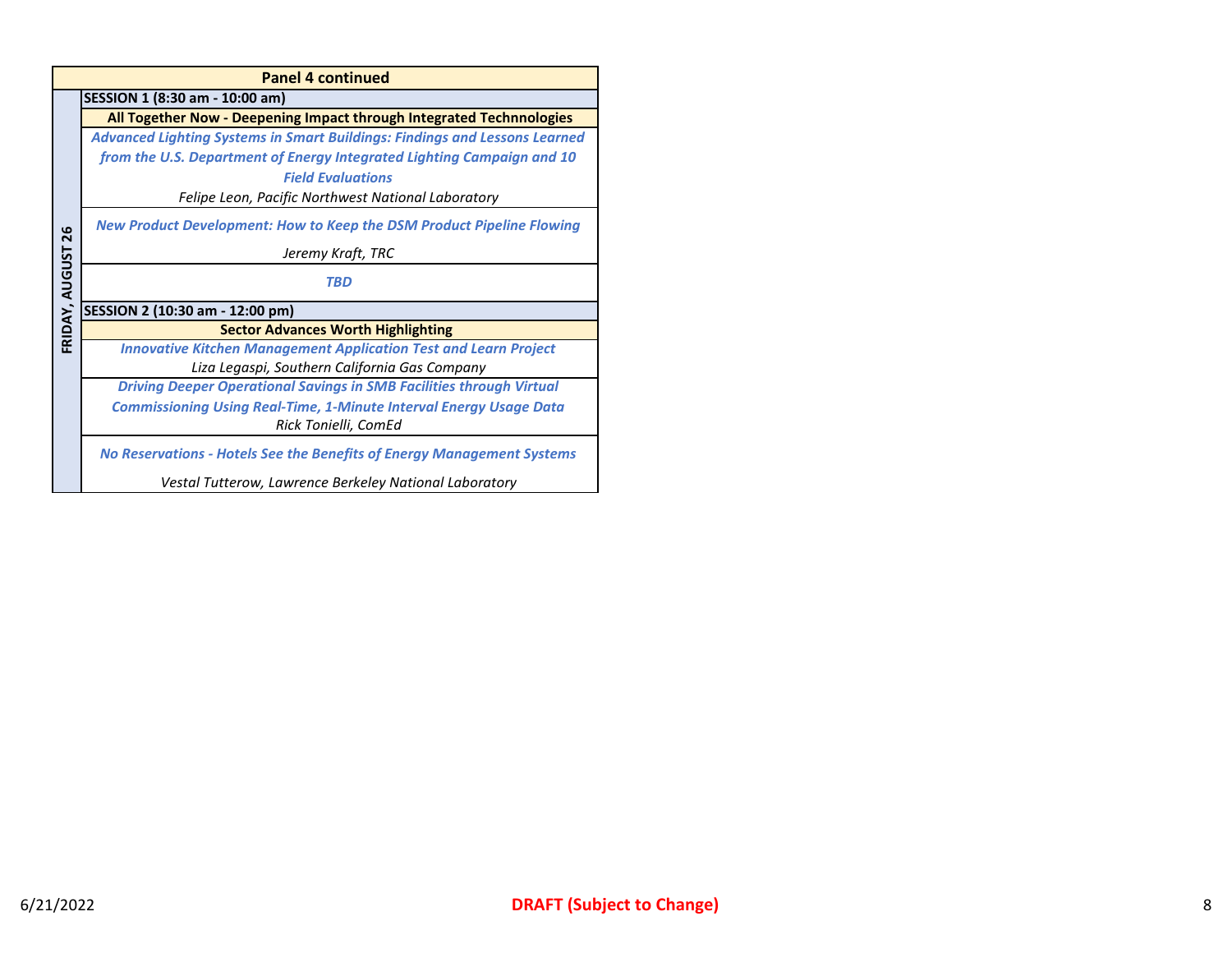| Panel 4 continued | |
|---|---|
| **FRIDAY, AUGUST 26** | **SESSION 1 (8:30 am - 10:00 am)** |
| | **All Together Now - Deepening Impact through Integrated Technnologies** |
| | ***Advanced Lighting Systems in Smart Buildings: Findings and Lessons Learned from the U.S. Department of Energy Integrated Lighting Campaign and 10 Field Evaluations*** <br> *Felipe Leon, Pacific Northwest National Laboratory* |
| | ***New Product Development: How to Keep the DSM Product Pipeline Flowing*** <br> *Jeremy Kraft, TRC* |
| | ***TBD*** |
| | **SESSION 2 (10:30 am - 12:00 pm)** |
| | **Sector Advances Worth Highlighting** |
| | ***Innovative Kitchen Management Application Test and Learn Project*** <br> *Liza Legaspi, Southern California Gas Company* |
| | ***Driving Deeper Operational Savings in SMB Facilities through Virtual Commissioning Using Real-Time, 1-Minute Interval Energy Usage Data*** <br> *Rick Tonielli, ComEd* |
| | ***No Reservations - Hotels See the Benefits of Energy Management Systems*** <br> *Vestal Tutterow, Lawrence Berkeley National Laboratory* |

6/21/2022

**DRAFT (Subject to Change)**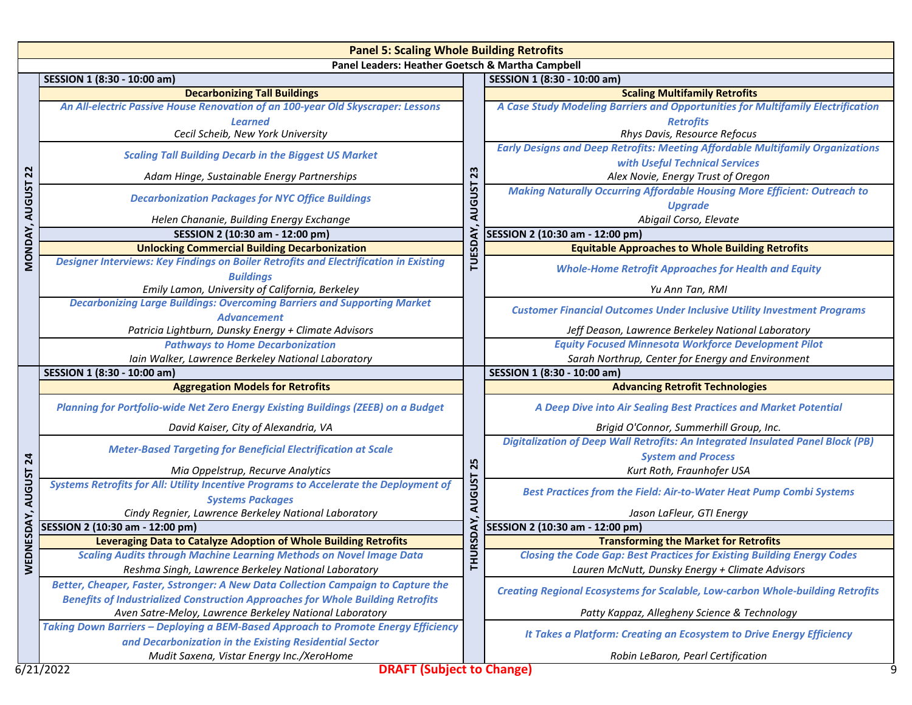# Panel 5: Scaling Whole Building Retrofits

**Panel Leaders: Heather Goetsch & Martha Campbell**

## MONDAY, AUGUST 22

### SESSION 1 (8:30 - 10:00 am)

**Decarbonizing Tall Buildings**

*An All-electric Passive House Renovation of an 100-year Old Skyscraper: Lessons Learned*
Cecil Scheib, New York University

*Scaling Tall Building Decarb in the Biggest US Market*
Adam Hinge, Sustainable Energy Partnerships

*Decarbonization Packages for NYC Office Buildings*
Helen Chananie, Building Energy Exchange

### SESSION 2 (10:30 am - 12:00 pm)

**Unlocking Commercial Building Decarbonization**

*Designer Interviews: Key Findings on Boiler Retrofits and Electrification in Existing Buildings*
Emily Lamon, University of California, Berkeley

*Decarbonizing Large Buildings: Overcoming Barriers and Supporting Market Advancement*
Patricia Lightburn, Dunsky Energy + Climate Advisors

*Pathways to Home Decarbonization*
Iain Walker, Lawrence Berkeley National Laboratory

## TUESDAY, AUGUST 23

### SESSION 1 (8:30 - 10:00 am)

**Scaling Multifamily Retrofits**

*A Case Study Modeling Barriers and Opportunities for Multifamily Electrification Retrofits*
Rhys Davis, Resource Refocus

*Early Designs and Deep Retrofits: Meeting Affordable Multifamily Organizations with Useful Technical Services*
Alex Novie, Energy Trust of Oregon

*Making Naturally Occurring Affordable Housing More Efficient: Outreach to Upgrade*
Abigail Corso, Elevate

### SESSION 2 (10:30 am - 12:00 pm)

**Equitable Approaches to Whole Building Retrofits**

*Whole-Home Retrofit Approaches for Health and Equity*
Yu Ann Tan, RMI

*Customer Financial Outcomes Under Inclusive Utility Investment Programs*
Jeff Deason, Lawrence Berkeley National Laboratory

*Equity Focused Minnesota Workforce Development Pilot*
Sarah Northrup, Center for Energy and Environment

## WEDNESDAY, AUGUST 24

### SESSION 1 (8:30 - 10:00 am)

**Aggregation Models for Retrofits**

*Planning for Portfolio-wide Net Zero Energy Existing Buildings (ZEEB) on a Budget*
David Kaiser, City of Alexandria, VA

*Meter-Based Targeting for Beneficial Electrification at Scale*
Mia Oppelstrup, Recurve Analytics

*Systems Retrofits for All: Utility Incentive Programs to Accelerate the Deployment of Systems Packages*
Cindy Regnier, Lawrence Berkeley National Laboratory

### SESSION 2 (10:30 am - 12:00 pm)

**Leveraging Data to Catalyze Adoption of Whole Building Retrofits**

*Scaling Audits through Machine Learning Methods on Novel Image Data*
Reshma Singh, Lawrence Berkeley National Laboratory

*Better, Cheaper, Faster, Sstronger: A New Data Collection Campaign to Capture the Benefits of Industrialized Construction Approaches for Whole Building Retrofits*
Aven Satre-Meloy, Lawrence Berkeley National Laboratory

*Taking Down Barriers – Deploying a BEM-Based Approach to Promote Energy Efficiency and Decarbonization in the Existing Residential Sector*
Mudit Saxena, Vistar Energy Inc./XeroHome

## THURSDAY, AUGUST 25

### SESSION 1 (8:30 - 10:00 am)

**Advancing Retrofit Technologies**

*A Deep Dive into Air Sealing Best Practices and Market Potential*
Brigid O'Connor, Summerhill Group, Inc.

*Digitalization of Deep Wall Retrofits: An Integrated Insulated Panel Block (PB) System and Process*
Kurt Roth, Fraunhofer USA

*Best Practices from the Field: Air-to-Water Heat Pump Combi Systems*
Jason LaFleur, GTI Energy

### SESSION 2 (10:30 am - 12:00 pm)

**Transforming the Market for Retrofits**

*Closing the Code Gap: Best Practices for Existing Building Energy Codes*
Lauren McNutt, Dunsky Energy + Climate Advisors

*Creating Regional Ecosystems for Scalable, Low-carbon Whole-building Retrofits*
Patty Kappaz, Allegheny Science & Technology

*It Takes a Platform: Creating an Ecosystem to Drive Energy Efficiency*
Robin LeBaron, Pearl Certification

6/21/2022 **DRAFT (Subject to Change)**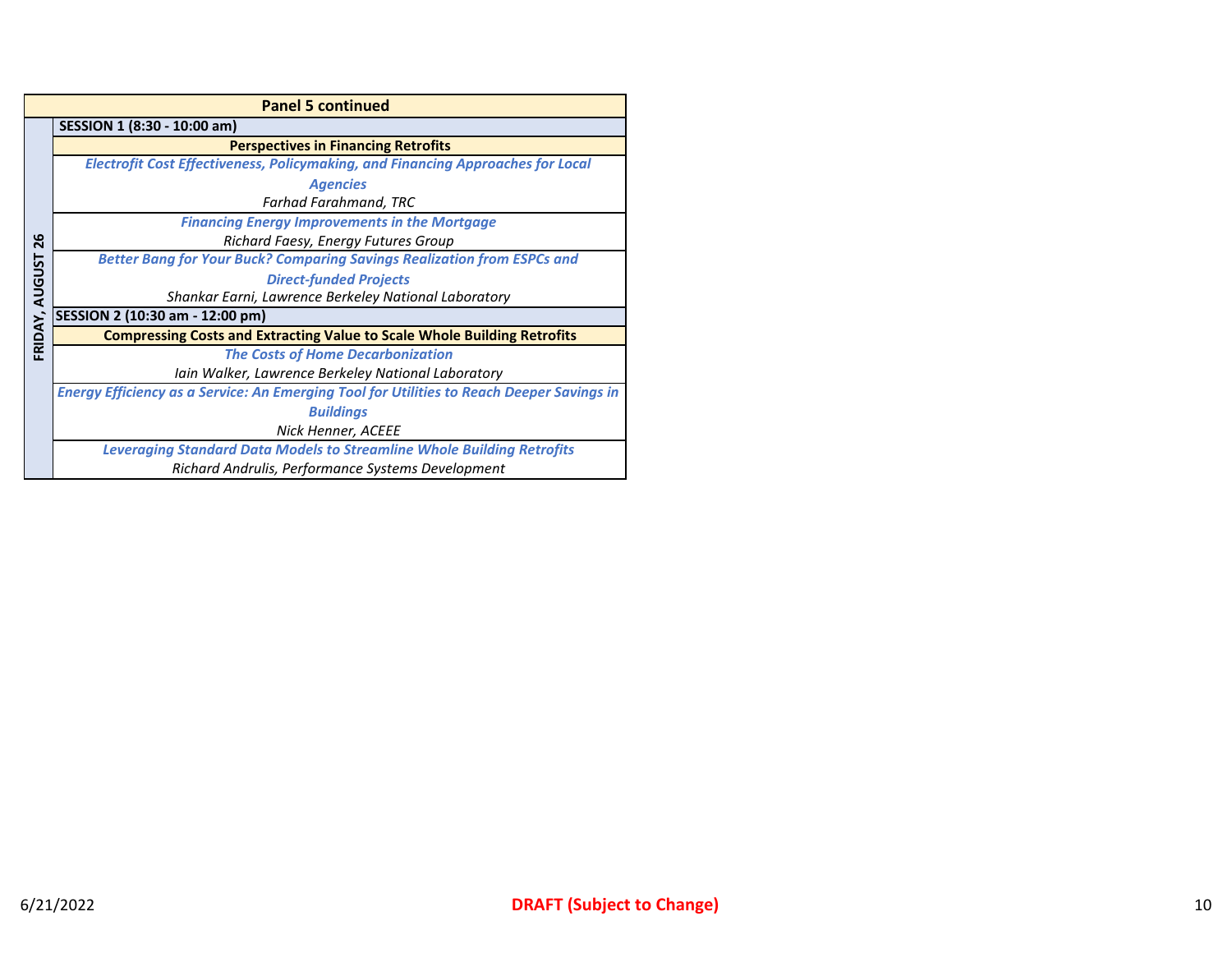| Panel 5 continued | |
|---|---|
| FRIDAY, AUGUST 26 | **SESSION 1 (8:30 - 10:00 am)** |
| | **Perspectives in Financing Retrofits** |
| | ***Electrofit Cost Effectiveness, Policymaking, and Financing Approaches for Local Agencies***<br>*Farhad Farahmand, TRC* |
| | ***Financing Energy Improvements in the Mortgage***<br>*Richard Faesy, Energy Futures Group* |
| | ***Better Bang for Your Buck? Comparing Savings Realization from ESPCs and Direct-funded Projects***<br>*Shankar Earni, Lawrence Berkeley National Laboratory* |
| | **SESSION 2 (10:30 am - 12:00 pm)** |
| | **Compressing Costs and Extracting Value to Scale Whole Building Retrofits** |
| | ***The Costs of Home Decarbonization***<br>*Iain Walker, Lawrence Berkeley National Laboratory* |
| | ***Energy Efficiency as a Service: An Emerging Tool for Utilities to Reach Deeper Savings in Buildings***<br>*Nick Henner, ACEEE* |
| | ***Leveraging Standard Data Models to Streamline Whole Building Retrofits***<br>*Richard Andrulis, Performance Systems Development* |

6/21/2022 **DRAFT (Subject to Change)**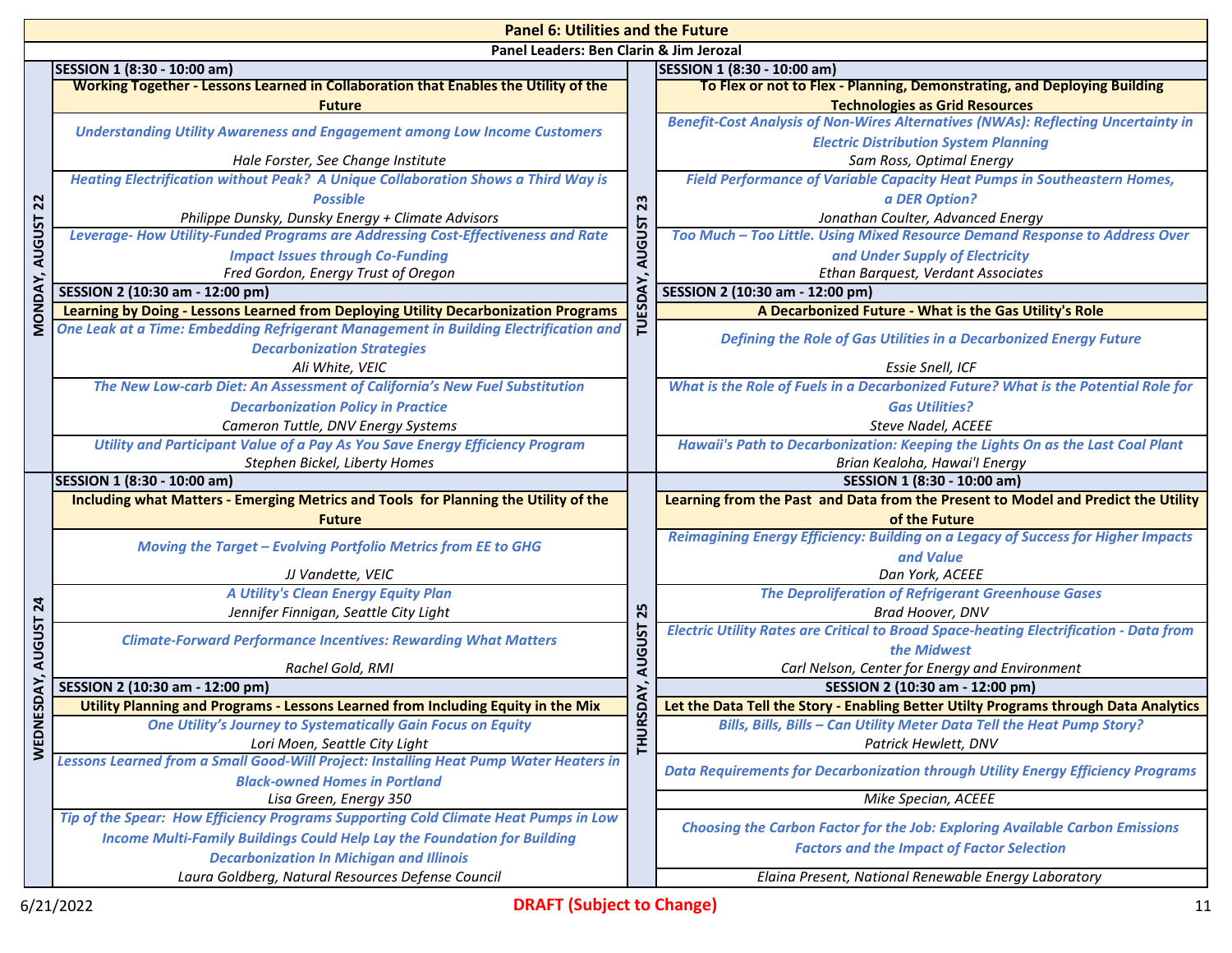# Panel 6: Utilities and the Future

**Panel Leaders: Ben Clarin & Jim Jerozal**

## MONDAY, AUGUST 22

### SESSION 1 (8:30 - 10:00 am)

**Working Together - Lessons Learned in Collaboration that Enables the Utility of the Future**

*Understanding Utility Awareness and Engagement among Low Income Customers*
Hale Forster, See Change Institute

*Heating Electrification without Peak? A Unique Collaboration Shows a Third Way is Possible*
Philippe Dunsky, Dunsky Energy + Climate Advisors

*Leverage- How Utility-Funded Programs are Addressing Cost-Effectiveness and Rate Impact Issues through Co-Funding*
Fred Gordon, Energy Trust of Oregon

### SESSION 2 (10:30 am - 12:00 pm)

**Learning by Doing - Lessons Learned from Deploying Utility Decarbonization Programs**

*One Leak at a Time: Embedding Refrigerant Management in Building Electrification and Decarbonization Strategies*
Ali White, VEIC

*The New Low-carb Diet: An Assessment of California's New Fuel Substitution Decarbonization Policy in Practice*
Cameron Tuttle, DNV Energy Systems

*Utility and Participant Value of a Pay As You Save Energy Efficiency Program*
Stephen Bickel, Liberty Homes

## TUESDAY, AUGUST 23

### SESSION 1 (8:30 - 10:00 am)

**To Flex or not to Flex - Planning, Demonstrating, and Deploying Building Technologies as Grid Resources**

*Benefit-Cost Analysis of Non-Wires Alternatives (NWAs): Reflecting Uncertainty in Electric Distribution System Planning*
Sam Ross, Optimal Energy

*Field Performance of Variable Capacity Heat Pumps in Southeastern Homes, a DER Option?*
Jonathan Coulter, Advanced Energy

*Too Much – Too Little. Using Mixed Resource Demand Response to Address Over and Under Supply of Electricity*
Ethan Barquest, Verdant Associates

### SESSION 2 (10:30 am - 12:00 pm)

**A Decarbonized Future - What is the Gas Utility's Role**

*Defining the Role of Gas Utilities in a Decarbonized Energy Future*
Essie Snell, ICF

*What is the Role of Fuels in a Decarbonized Future? What is the Potential Role for Gas Utilities?*
Steve Nadel, ACEEE

*Hawaii's Path to Decarbonization: Keeping the Lights On as the Last Coal Plant*
Brian Kealoha, Hawai'I Energy

## WEDNESDAY, AUGUST 24

### SESSION 1 (8:30 - 10:00 am)

**Including what Matters - Emerging Metrics and Tools for Planning the Utility of the Future**

*Moving the Target – Evolving Portfolio Metrics from EE to GHG*
JJ Vandette, VEIC

*A Utility's Clean Energy Equity Plan*
Jennifer Finnigan, Seattle City Light

*Climate-Forward Performance Incentives: Rewarding What Matters*
Rachel Gold, RMI

### SESSION 2 (10:30 am - 12:00 pm)

**Utility Planning and Programs - Lessons Learned from Including Equity in the Mix**

*One Utility's Journey to Systematically Gain Focus on Equity*
Lori Moen, Seattle City Light

*Lessons Learned from a Small Good-Will Project: Installing Heat Pump Water Heaters in Black-owned Homes in Portland*
Lisa Green, Energy 350

*Tip of the Spear: How Efficiency Programs Supporting Cold Climate Heat Pumps in Low Income Multi-Family Buildings Could Help Lay the Foundation for Building Decarbonization In Michigan and Illinois*
Laura Goldberg, Natural Resources Defense Council

## THURSDAY, AUGUST 25

### SESSION 1 (8:30 - 10:00 am)

**Learning from the Past and Data from the Present to Model and Predict the Utility of the Future**

*Reimagining Energy Efficiency: Building on a Legacy of Success for Higher Impacts and Value*
Dan York, ACEEE

*The Deproliferation of Refrigerant Greenhouse Gases*
Brad Hoover, DNV

*Electric Utility Rates are Critical to Broad Space-heating Electrification - Data from the Midwest*
Carl Nelson, Center for Energy and Environment

### SESSION 2 (10:30 am - 12:00 pm)

**Let the Data Tell the Story - Enabling Better Utilty Programs through Data Analytics**

*Bills, Bills, Bills – Can Utility Meter Data Tell the Heat Pump Story?*
Patrick Hewlett, DNV

*Data Requirements for Decarbonization through Utility Energy Efficiency Programs*
Mike Specian, ACEEE

*Choosing the Carbon Factor for the Job: Exploring Available Carbon Emissions Factors and the Impact of Factor Selection*
Elaina Present, National Renewable Energy Laboratory

6/21/2022 — DRAFT (Subject to Change)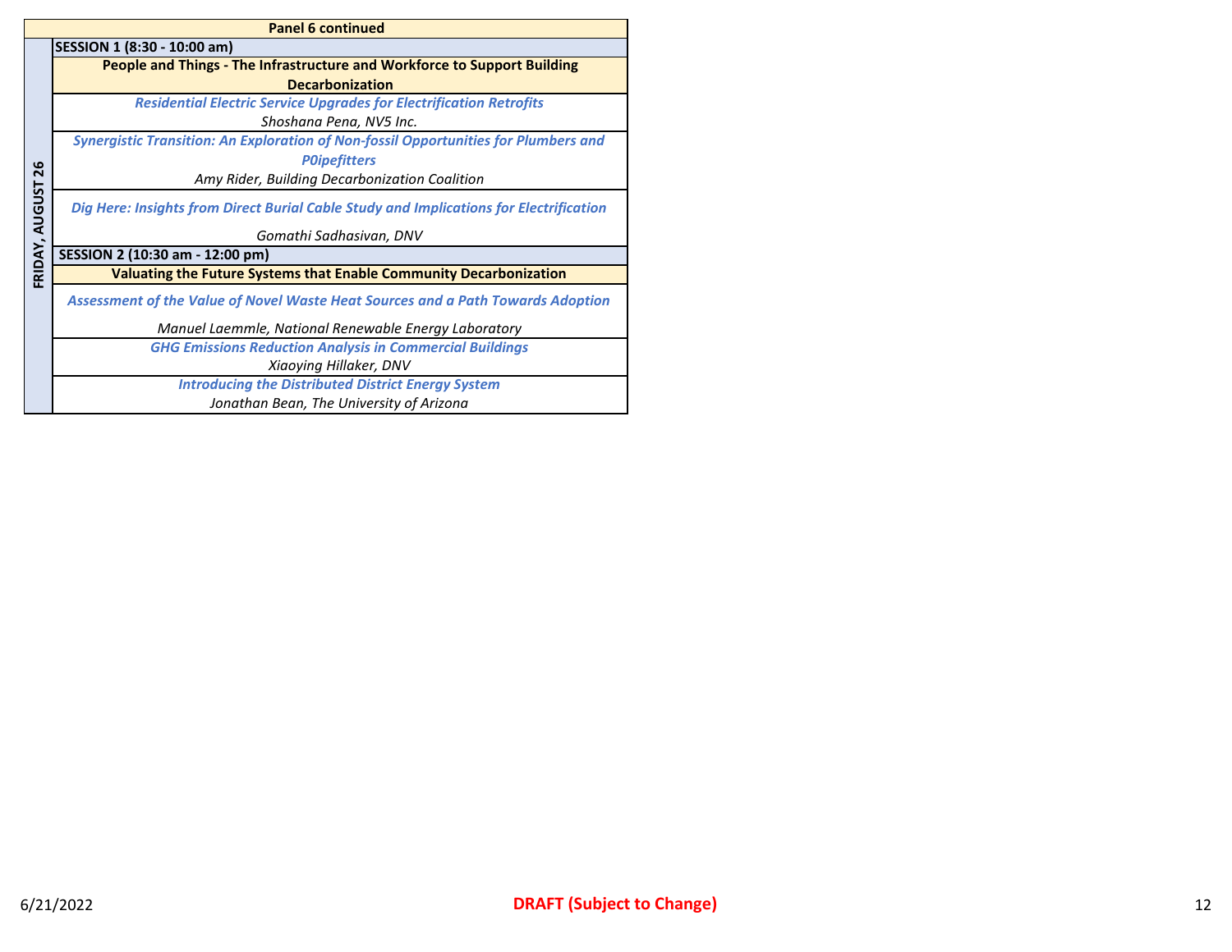**Panel 6 continued**

**FRIDAY, AUGUST 26**

**SESSION 1 (8:30 - 10:00 am)**

**People and Things - The Infrastructure and Workforce to Support Building Decarbonization**

***Residential Electric Service Upgrades for Electrification Retrofits***
*Shoshana Pena, NV5 Inc.*

***Synergistic Transition: An Exploration of Non-fossil Opportunities for Plumbers and P0ipefitters***
*Amy Rider, Building Decarbonization Coalition*

***Dig Here: Insights from Direct Burial Cable Study and Implications for Electrification***
*Gomathi Sadhasivan, DNV*

**SESSION 2 (10:30 am - 12:00 pm)**

**Valuating the Future Systems that Enable Community Decarbonization**

***Assessment of the Value of Novel Waste Heat Sources and a Path Towards Adoption***
*Manuel Laemmle, National Renewable Energy Laboratory*

***GHG Emissions Reduction Analysis in Commercial Buildings***
*Xiaoying Hillaker, DNV*

***Introducing the Distributed District Energy System***
*Jonathan Bean, The University of Arizona*

6/21/2022

**DRAFT (Subject to Change)**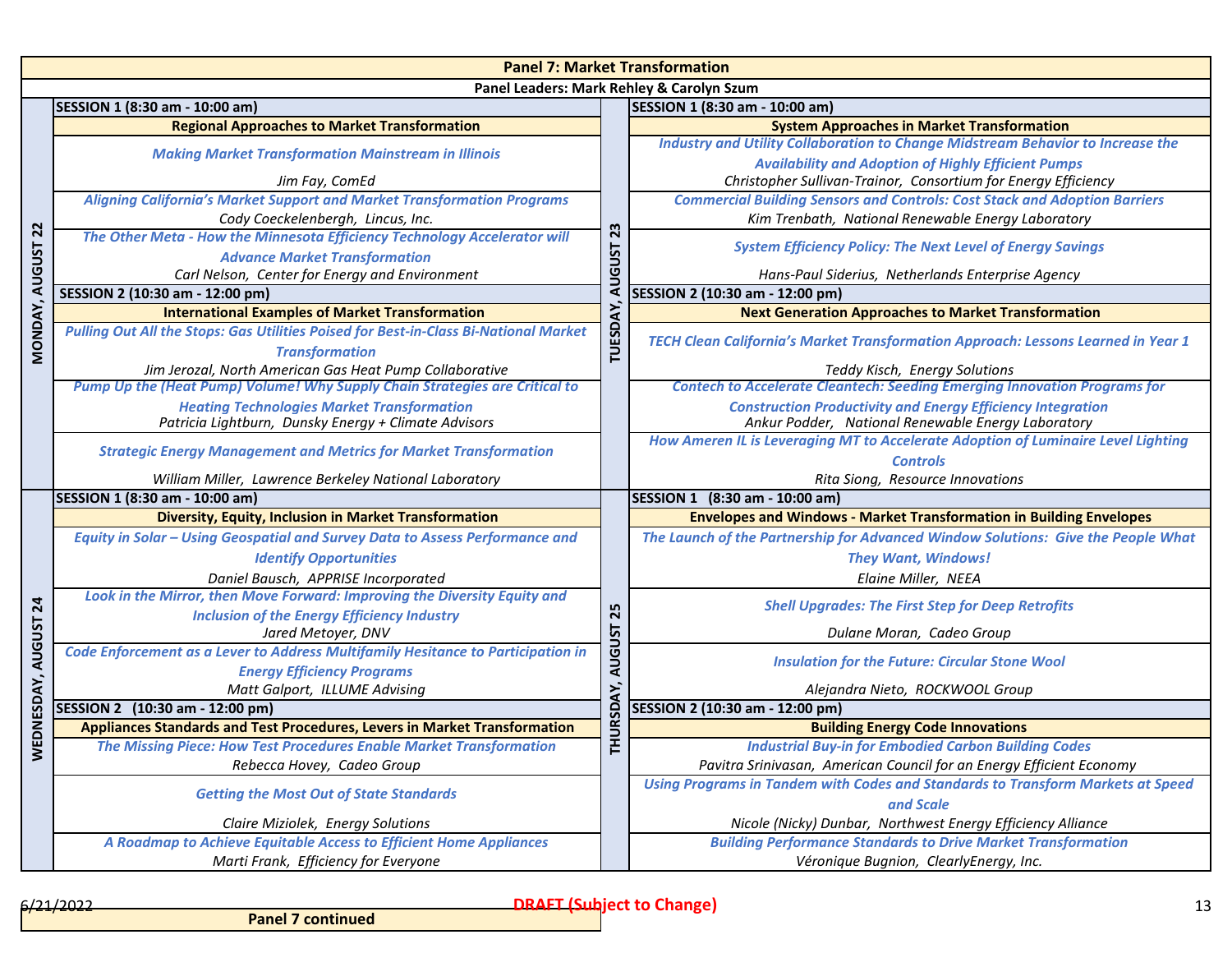# Panel 7: Market Transformation

**Panel Leaders: Mark Rehley & Carolyn Szum**

## MONDAY, AUGUST 22

### SESSION 1 (8:30 am - 10:00 am)

**Regional Approaches to Market Transformation**

- *Making Market Transformation Mainstream in Illinois* — Jim Fay, ComEd
- *Aligning California's Market Support and Market Transformation Programs* — Cody Coeckelenbergh, Lincus, Inc.
- *The Other Meta - How the Minnesota Efficiency Technology Accelerator will Advance Market Transformation* — Carl Nelson, Center for Energy and Environment

### SESSION 2 (10:30 am - 12:00 pm)

**International Examples of Market Transformation**

- *Pulling Out All the Stops: Gas Utilities Poised for Best-in-Class Bi-National Market Transformation* — Jim Jerozal, North American Gas Heat Pump Collaborative
- *Pump Up the (Heat Pump) Volume! Why Supply Chain Strategies are Critical to Heating Technologies Market Transformation* — Patricia Lightburn, Dunsky Energy + Climate Advisors
- *Strategic Energy Management and Metrics for Market Transformation* — William Miller, Lawrence Berkeley National Laboratory

## TUESDAY, AUGUST 23

### SESSION 1 (8:30 am - 10:00 am)

**System Approaches in Market Transformation**

- *Industry and Utility Collaboration to Change Midstream Behavior to Increase the Availability and Adoption of Highly Efficient Pumps* — Christopher Sullivan-Trainor, Consortium for Energy Efficiency
- *Commercial Building Sensors and Controls: Cost Stack and Adoption Barriers* — Kim Trenbath, National Renewable Energy Laboratory
- *System Efficiency Policy: The Next Level of Energy Savings* — Hans-Paul Siderius, Netherlands Enterprise Agency

### SESSION 2 (10:30 am - 12:00 pm)

**Next Generation Approaches to Market Transformation**

- *TECH Clean California's Market Transformation Approach: Lessons Learned in Year 1* — Teddy Kisch, Energy Solutions
- *Contech to Accelerate Cleantech: Seeding Emerging Innovation Programs for Construction Productivity and Energy Efficiency Integration* — Ankur Podder, National Renewable Energy Laboratory
- *How Ameren IL is Leveraging MT to Accelerate Adoption of Luminaire Level Lighting Controls* — Rita Siong, Resource Innovations

## WEDNESDAY, AUGUST 24

### SESSION 1 (8:30 am - 10:00 am)

**Diversity, Equity, Inclusion in Market Transformation**

- *Equity in Solar – Using Geospatial and Survey Data to Assess Performance and Identify Opportunities* — Daniel Bausch, APPRISE Incorporated
- *Look in the Mirror, then Move Forward: Improving the Diversity Equity and Inclusion of the Energy Efficiency Industry* — Jared Metoyer, DNV
- *Code Enforcement as a Lever to Address Multifamily Hesitance to Participation in Energy Efficiency Programs* — Matt Galport, ILLUME Advising

### SESSION 2 (10:30 am - 12:00 pm)

**Appliances Standards and Test Procedures, Levers in Market Transformation**

- *The Missing Piece: How Test Procedures Enable Market Transformation* — Rebecca Hovey, Cadeo Group
- *Getting the Most Out of State Standards* — Claire Miziolek, Energy Solutions
- *A Roadmap to Achieve Equitable Access to Efficient Home Appliances* — Marti Frank, Efficiency for Everyone

## THURSDAY, AUGUST 25

### SESSION 1 (8:30 am - 10:00 am)

**Envelopes and Windows - Market Transformation in Building Envelopes**

- *The Launch of the Partnership for Advanced Window Solutions: Give the People What They Want, Windows!* — Elaine Miller, NEEA
- *Shell Upgrades: The First Step for Deep Retrofits* — Dulane Moran, Cadeo Group
- *Insulation for the Future: Circular Stone Wool* — Alejandra Nieto, ROCKWOOL Group

### SESSION 2 (10:30 am - 12:00 pm)

**Building Energy Code Innovations**

- *Industrial Buy-in for Embodied Carbon Building Codes* — Pavitra Srinivasan, American Council for an Energy Efficient Economy
- *Using Programs in Tandem with Codes and Standards to Transform Markets at Speed and Scale* — Nicole (Nicky) Dunbar, Northwest Energy Efficiency Alliance
- *Building Performance Standards to Drive Market Transformation* — Véronique Bugnion, ClearlyEnergy, Inc.

**Panel 7 continued**

DRAFT (Subject to Change)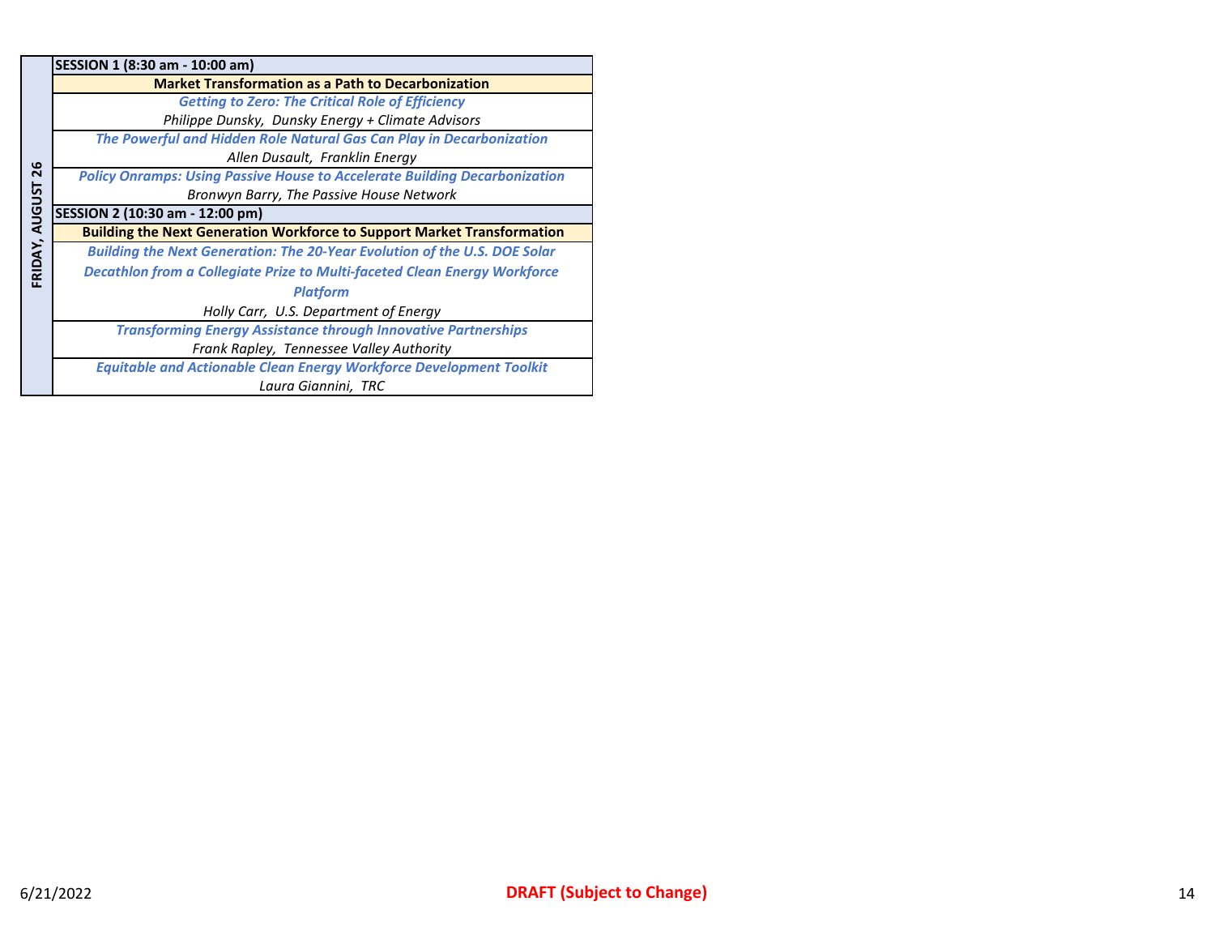| FRIDAY, AUGUST 26 | |
|---|---|
| | **SESSION 1 (8:30 am - 10:00 am)** |
| | **Market Transformation as a Path to Decarbonization** |
| | ***Getting to Zero: The Critical Role of Efficiency***<br>*Philippe Dunsky, Dunsky Energy + Climate Advisors* |
| | ***The Powerful and Hidden Role Natural Gas Can Play in Decarbonization***<br>*Allen Dusault, Franklin Energy* |
| | ***Policy Onramps: Using Passive House to Accelerate Building Decarbonization***<br>*Bronwyn Barry, The Passive House Network* |
| | **SESSION 2 (10:30 am - 12:00 pm)** |
| | **Building the Next Generation Workforce to Support Market Transformation** |
| | ***Building the Next Generation: The 20-Year Evolution of the U.S. DOE Solar Decathlon from a Collegiate Prize to Multi-faceted Clean Energy Workforce Platform***<br>*Holly Carr, U.S. Department of Energy* |
| | ***Transforming Energy Assistance through Innovative Partnerships***<br>*Frank Rapley, Tennessee Valley Authority* |
| | ***Equitable and Actionable Clean Energy Workforce Development Toolkit***<br>*Laura Giannini, TRC* |

6/21/2022

**DRAFT (Subject to Change)**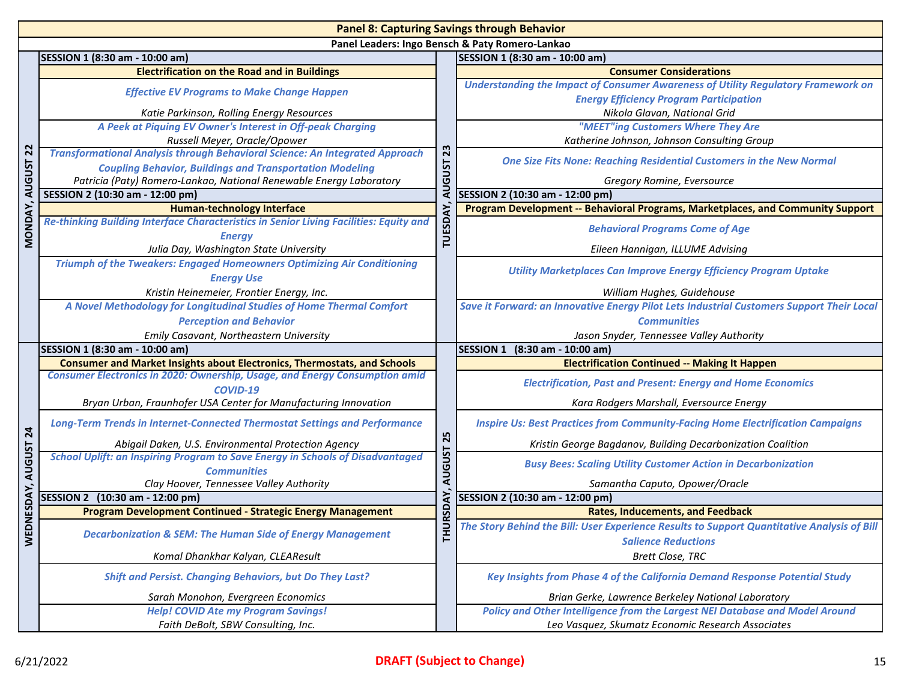# Panel 8: Capturing Savings through Behavior

**Panel Leaders: Ingo Bensch & Paty Romero-Lankao**

## MONDAY, AUGUST 22

### SESSION 1 (8:30 am - 10:00 am)

**Electrification on the Road and in Buildings**

*Effective EV Programs to Make Change Happen*
*Katie Parkinson, Rolling Energy Resources*

*A Peek at Piquing EV Owner's Interest in Off-peak Charging*
*Russell Meyer, Oracle/Opower*

*Transformational Analysis through Behavioral Science: An Integrated Approach Coupling Behavior, Buildings and Transportation Modeling*
*Patricia (Paty) Romero-Lankao, National Renewable Energy Laboratory*

### SESSION 2 (10:30 am - 12:00 pm)

**Human-technology Interface**

*Re-thinking Building Interface Characteristics in Senior Living Facilities: Equity and Energy*
*Julia Day, Washington State University*

*Triumph of the Tweakers: Engaged Homeowners Optimizing Air Conditioning Energy Use*
*Kristin Heinemeier, Frontier Energy, Inc.*

*A Novel Methodology for Longitudinal Studies of Home Thermal Comfort Perception and Behavior*
*Emily Casavant, Northeastern University*

## TUESDAY, AUGUST 23

### SESSION 1 (8:30 am - 10:00 am)

**Consumer Considerations**

*Understanding the Impact of Consumer Awareness of Utility Regulatory Framework on Energy Efficiency Program Participation*
*Nikola Glavan, National Grid*

*"MEET"ing Customers Where They Are*
*Katherine Johnson, Johnson Consulting Group*

*One Size Fits None: Reaching Residential Customers in the New Normal*
*Gregory Romine, Eversource*

### SESSION 2 (10:30 am - 12:00 pm)

**Program Development -- Behavioral Programs, Marketplaces, and Community Support**

*Behavioral Programs Come of Age*
*Eileen Hannigan, ILLUME Advising*

*Utility Marketplaces Can Improve Energy Efficiency Program Uptake*
*William Hughes, Guidehouse*

*Save it Forward: an Innovative Energy Pilot Lets Industrial Customers Support Their Local Communities*
*Jason Snyder, Tennessee Valley Authority*

## WEDNESDAY, AUGUST 24

### SESSION 1 (8:30 am - 10:00 am)

**Consumer and Market Insights about Electronics, Thermostats, and Schools**

*Consumer Electronics in 2020: Ownership, Usage, and Energy Consumption amid COVID-19*
*Bryan Urban, Fraunhofer USA Center for Manufacturing Innovation*

*Long-Term Trends in Internet-Connected Thermostat Settings and Performance*
*Abigail Daken, U.S. Environmental Protection Agency*

*School Uplift: an Inspiring Program to Save Energy in Schools of Disadvantaged Communities*
*Clay Hoover, Tennessee Valley Authority*

### SESSION 2 (10:30 am - 12:00 pm)

**Program Development Continued - Strategic Energy Management**

*Decarbonization & SEM: The Human Side of Energy Management*
*Komal Dhankhar Kalyan, CLEAResult*

*Shift and Persist. Changing Behaviors, but Do They Last?*
*Sarah Monohon, Evergreen Economics*

*Help! COVID Ate my Program Savings!*
*Faith DeBolt, SBW Consulting, Inc.*

## THURSDAY, AUGUST 25

### SESSION 1 (8:30 am - 10:00 am)

**Electrification Continued -- Making It Happen**

*Electrification, Past and Present: Energy and Home Economics*
*Kara Rodgers Marshall, Eversource Energy*

*Inspire Us: Best Practices from Community-Facing Home Electrification Campaigns*
*Kristin George Bagdanov, Building Decarbonization Coalition*

*Busy Bees: Scaling Utility Customer Action in Decarbonization*
*Samantha Caputo, Opower/Oracle*

### SESSION 2 (10:30 am - 12:00 pm)

**Rates, Inducements, and Feedback**

*The Story Behind the Bill: User Experience Results to Support Quantitative Analysis of Bill Salience Reductions*
*Brett Close, TRC*

*Key Insights from Phase 4 of the California Demand Response Potential Study*
*Brian Gerke, Lawrence Berkeley National Laboratory*

*Policy and Other Intelligence from the Largest NEI Database and Model Around*
*Leo Vasquez, Skumatz Economic Research Associates*

6/21/2022 — **DRAFT (Subject to Change)**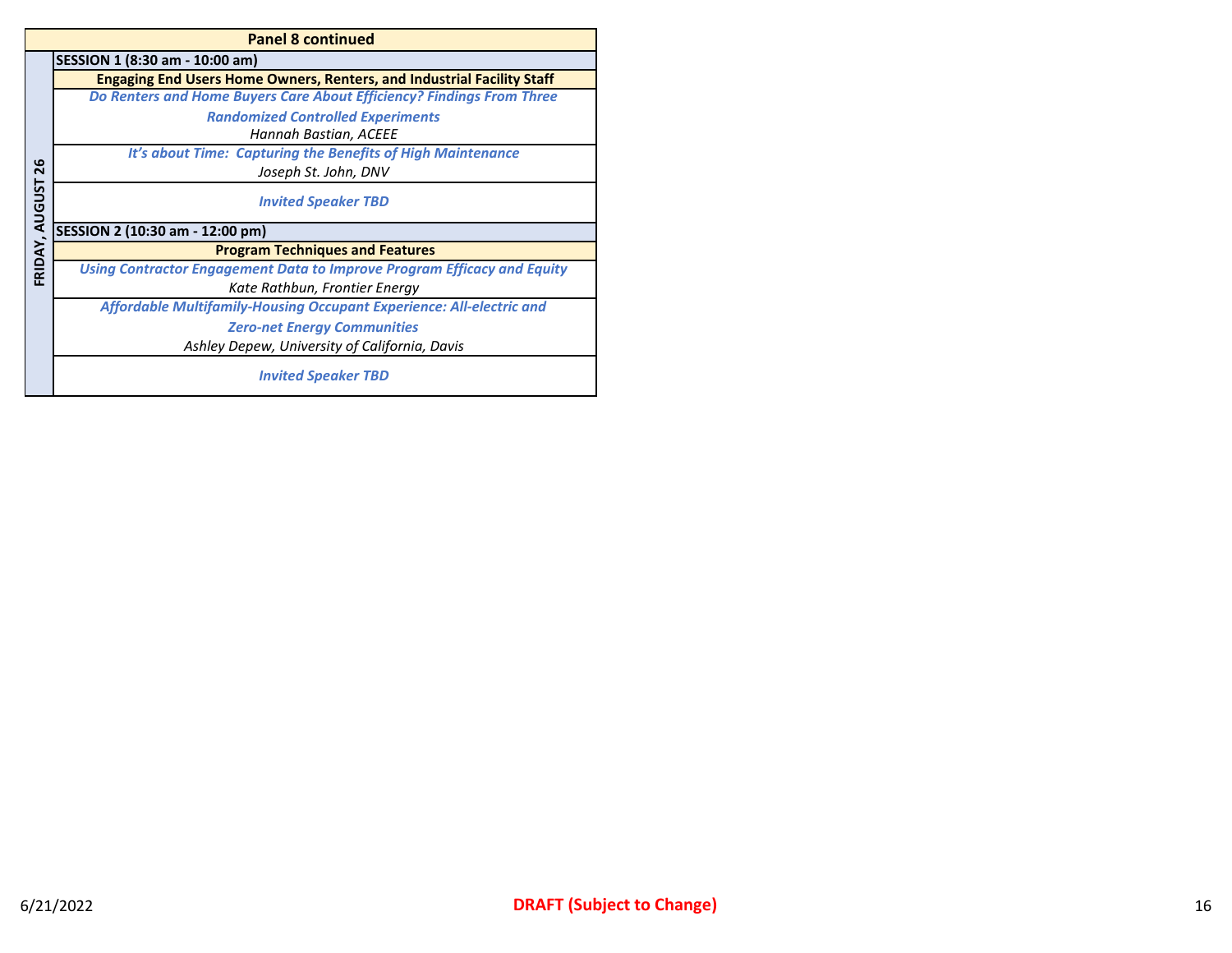| Panel 8 continued | |
|---|---|
| **FRIDAY, AUGUST 26** | **SESSION 1 (8:30 am - 10:00 am)** |
| | **Engaging End Users Home Owners, Renters, and Industrial Facility Staff** |
| | ***Do Renters and Home Buyers Care About Efficiency? Findings From Three Randomized Controlled Experiments***<br>*Hannah Bastian, ACEEE* |
| | ***It's about Time: Capturing the Benefits of High Maintenance***<br>*Joseph St. John, DNV* |
| | ***Invited Speaker TBD*** |
| | **SESSION 2 (10:30 am - 12:00 pm)** |
| | **Program Techniques and Features** |
| | ***Using Contractor Engagement Data to Improve Program Efficacy and Equity***<br>*Kate Rathbun, Frontier Energy* |
| | ***Affordable Multifamily-Housing Occupant Experience: All-electric and Zero-net Energy Communities***<br>*Ashley Depew, University of California, Davis* |
| | ***Invited Speaker TBD*** |

6/21/2022 **DRAFT (Subject to Change)**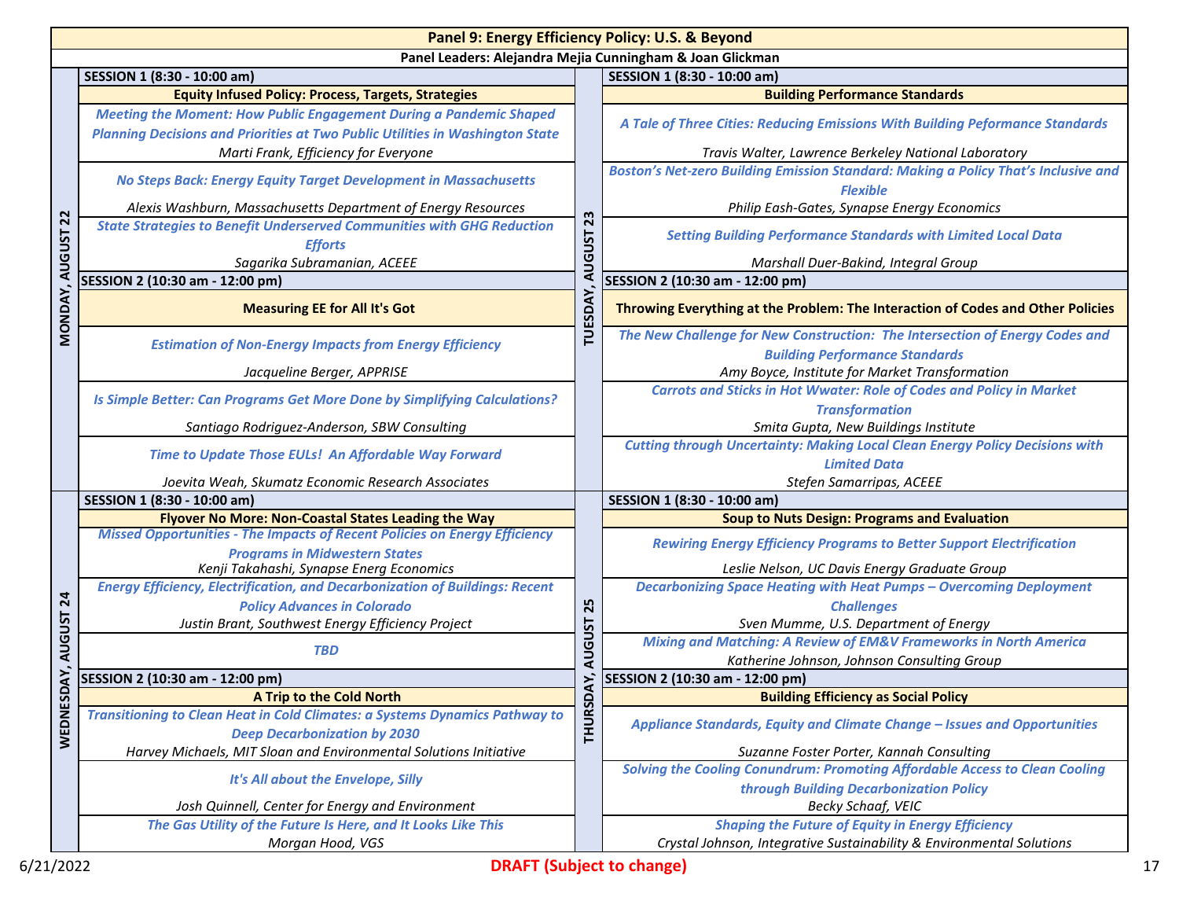# Panel 9: Energy Efficiency Policy: U.S. & Beyond

**Panel Leaders: Alejandra Mejia Cunningham & Joan Glickman**

## MONDAY, AUGUST 22

### SESSION 1 (8:30 - 10:00 am)

**Equity Infused Policy: Process, Targets, Strategies**

*Meeting the Moment: How Public Engagement During a Pandemic Shaped Planning Decisions and Priorities at Two Public Utilities in Washington State*
*Marti Frank, Efficiency for Everyone*

*No Steps Back: Energy Equity Target Development in Massachusetts*
*Alexis Washburn, Massachusetts Department of Energy Resources*

*State Strategies to Benefit Underserved Communities with GHG Reduction Efforts*
*Sagarika Subramanian, ACEEE*

### SESSION 2 (10:30 am - 12:00 pm)

**Measuring EE for All It's Got**

*Estimation of Non-Energy Impacts from Energy Efficiency*
*Jacqueline Berger, APPRISE*

*Is Simple Better: Can Programs Get More Done by Simplifying Calculations?*
*Santiago Rodriguez-Anderson, SBW Consulting*

*Time to Update Those EULs! An Affordable Way Forward*
*Joevita Weah, Skumatz Economic Research Associates*

## TUESDAY, AUGUST 23

### SESSION 1 (8:30 - 10:00 am)

**Building Performance Standards**

*A Tale of Three Cities: Reducing Emissions With Building Peformance Standards*
*Travis Walter, Lawrence Berkeley National Laboratory*

*Boston's Net-zero Building Emission Standard: Making a Policy That's Inclusive and Flexible*
*Philip Eash-Gates, Synapse Energy Economics*

*Setting Building Performance Standards with Limited Local Data*
*Marshall Duer-Bakind, Integral Group*

### SESSION 2 (10:30 am - 12:00 pm)

**Throwing Everything at the Problem: The Interaction of Codes and Other Policies**

*The New Challenge for New Construction: The Intersection of Energy Codes and Building Performance Standards*
*Amy Boyce, Institute for Market Transformation*

*Carrots and Sticks in Hot Wwater: Role of Codes and Policy in Market Transformation*
*Smita Gupta, New Buildings Institute*

*Cutting through Uncertainty: Making Local Clean Energy Policy Decisions with Limited Data*
*Stefen Samarripas, ACEEE*

## WEDNESDAY, AUGUST 24

### SESSION 1 (8:30 - 10:00 am)

**Flyover No More: Non-Coastal States Leading the Way**

*Missed Opportunities - The Impacts of Recent Policies on Energy Efficiency Programs in Midwestern States*
*Kenji Takahashi, Synapse Energ Economics*

*Energy Efficiency, Electrification, and Decarbonization of Buildings: Recent Policy Advances in Colorado*
*Justin Brant, Southwest Energy Efficiency Project*

*TBD*

### SESSION 2 (10:30 am - 12:00 pm)

**A Trip to the Cold North**

*Transitioning to Clean Heat in Cold Climates: a Systems Dynamics Pathway to Deep Decarbonization by 2030*
*Harvey Michaels, MIT Sloan and Environmental Solutions Initiative*

*It's All about the Envelope, Silly*
*Josh Quinnell, Center for Energy and Environment*

*The Gas Utility of the Future Is Here, and It Looks Like This*
*Morgan Hood, VGS*

## THURSDAY, AUGUST 25

### SESSION 1 (8:30 - 10:00 am)

**Soup to Nuts Design: Programs and Evaluation**

*Rewiring Energy Efficiency Programs to Better Support Electrification*
*Leslie Nelson, UC Davis Energy Graduate Group*

*Decarbonizing Space Heating with Heat Pumps – Overcoming Deployment Challenges*
*Sven Mumme, U.S. Department of Energy*

*Mixing and Matching: A Review of EM&V Frameworks in North America*
*Katherine Johnson, Johnson Consulting Group*

### SESSION 2 (10:30 am - 12:00 pm)

**Building Efficiency as Social Policy**

*Appliance Standards, Equity and Climate Change – Issues and Opportunities*
*Suzanne Foster Porter, Kannah Consulting*

*Solving the Cooling Conundrum: Promoting Affordable Access to Clean Cooling through Building Decarbonization Policy*
*Becky Schaaf, VEIC*

*Shaping the Future of Equity in Energy Efficiency*
*Crystal Johnson, Integrative Sustainability & Environmental Solutions*

6/21/2022 **DRAFT (Subject to change)**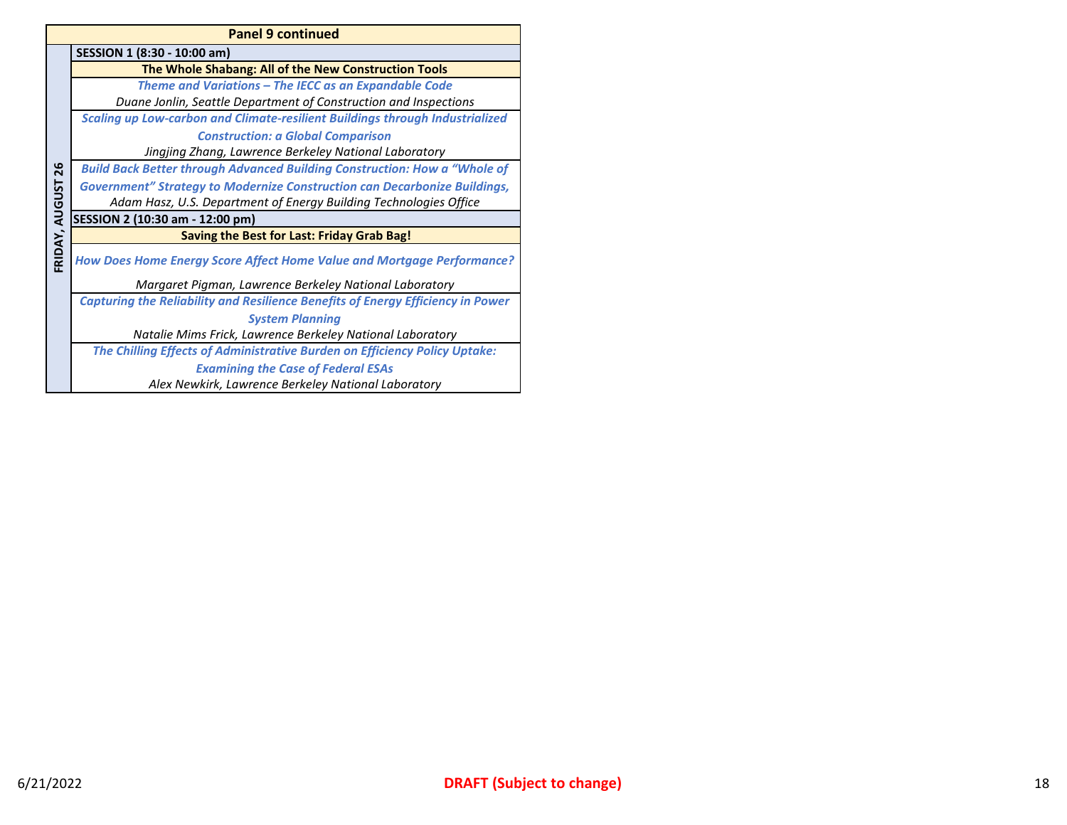## Panel 9 continued

**FRIDAY, AUGUST 26**

**SESSION 1 (8:30 - 10:00 am)**

**The Whole Shabang: All of the New Construction Tools**

***Theme and Variations – The IECC as an Expandable Code***
*Duane Jonlin, Seattle Department of Construction and Inspections*

***Scaling up Low-carbon and Climate-resilient Buildings through Industrialized Construction: a Global Comparison***
*Jingjing Zhang, Lawrence Berkeley National Laboratory*

***Build Back Better through Advanced Building Construction: How a "Whole of Government" Strategy to Modernize Construction can Decarbonize Buildings,***
*Adam Hasz, U.S. Department of Energy Building Technologies Office*

**SESSION 2 (10:30 am - 12:00 pm)**

**Saving the Best for Last: Friday Grab Bag!**

***How Does Home Energy Score Affect Home Value and Mortgage Performance?***
*Margaret Pigman, Lawrence Berkeley National Laboratory*

***Capturing the Reliability and Resilience Benefits of Energy Efficiency in Power System Planning***
*Natalie Mims Frick, Lawrence Berkeley National Laboratory*

***The Chilling Effects of Administrative Burden on Efficiency Policy Uptake: Examining the Case of Federal ESAs***
*Alex Newkirk, Lawrence Berkeley National Laboratory*

6/21/2022

**DRAFT (Subject to change)**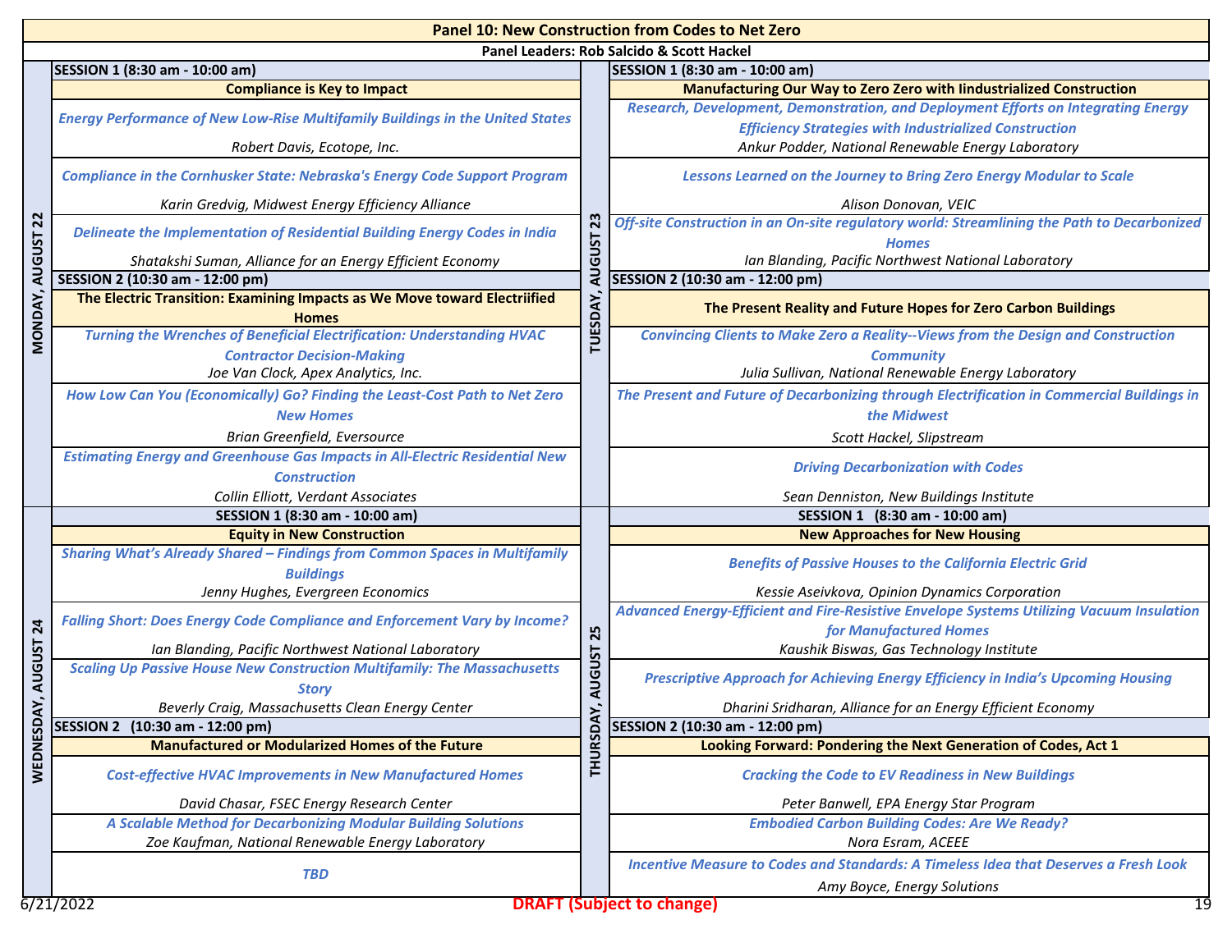# Panel 10: New Construction from Codes to Net Zero

**Panel Leaders: Rob Salcido & Scott Hackel**

## MONDAY, AUGUST 22

### SESSION 1 (8:30 am - 10:00 am)

**Compliance is Key to Impact**

*Energy Performance of New Low-Rise Multifamily Buildings in the United States*
*Robert Davis, Ecotope, Inc.*

*Compliance in the Cornhusker State: Nebraska's Energy Code Support Program*
*Karin Gredvig, Midwest Energy Efficiency Alliance*

*Delineate the Implementation of Residential Building Energy Codes in India*
*Shatakshi Suman, Alliance for an Energy Efficient Economy*

### SESSION 2 (10:30 am - 12:00 pm)

**The Electric Transition: Examining Impacts as We Move toward Electriified Homes**

*Turning the Wrenches of Beneficial Electrification: Understanding HVAC Contractor Decision-Making*
*Joe Van Clock, Apex Analytics, Inc.*

*How Low Can You (Economically) Go? Finding the Least-Cost Path to Net Zero New Homes*
*Brian Greenfield, Eversource*

*Estimating Energy and Greenhouse Gas Impacts in All-Electric Residential New Construction*
*Collin Elliott, Verdant Associates*

## TUESDAY, AUGUST 23

### SESSION 1 (8:30 am - 10:00 am)

**Manufacturing Our Way to Zero Zero with Iindustrialized Construction**

*Research, Development, Demonstration, and Deployment Efforts on Integrating Energy Efficiency Strategies with Industrialized Construction*
*Ankur Podder, National Renewable Energy Laboratory*

*Lessons Learned on the Journey to Bring Zero Energy Modular to Scale*
*Alison Donovan, VEIC*

*Off-site Construction in an On-site regulatory world: Streamlining the Path to Decarbonized Homes*
*Ian Blanding, Pacific Northwest National Laboratory*

### SESSION 2 (10:30 am - 12:00 pm)

**The Present Reality and Future Hopes for Zero Carbon Buildings**

*Convincing Clients to Make Zero a Reality--Views from the Design and Construction Community*
*Julia Sullivan, National Renewable Energy Laboratory*

*The Present and Future of Decarbonizing through Electrification in Commercial Buildings in the Midwest*
*Scott Hackel, Slipstream*

*Driving Decarbonization with Codes*
*Sean Denniston, New Buildings Institute*

## WEDNESDAY, AUGUST 24

### SESSION 1 (8:30 am - 10:00 am)

**Equity in New Construction**

*Sharing What's Already Shared – Findings from Common Spaces in Multifamily Buildings*
*Jenny Hughes, Evergreen Economics*

*Falling Short: Does Energy Code Compliance and Enforcement Vary by Income?*
*Ian Blanding, Pacific Northwest National Laboratory*

*Scaling Up Passive House New Construction Multifamily: The Massachusetts Story*
*Beverly Craig, Massachusetts Clean Energy Center*

### SESSION 2 (10:30 am - 12:00 pm)

**Manufactured or Modularized Homes of the Future**

*Cost-effective HVAC Improvements in New Manufactured Homes*
*David Chasar, FSEC Energy Research Center*

*A Scalable Method for Decarbonizing Modular Building Solutions*
*Zoe Kaufman, National Renewable Energy Laboratory*

*TBD*

## THURSDAY, AUGUST 25

### SESSION 1 (8:30 am - 10:00 am)

**New Approaches for New Housing**

*Benefits of Passive Houses to the California Electric Grid*
*Kessie Aseivkova, Opinion Dynamics Corporation*

*Advanced Energy-Efficient and Fire-Resistive Envelope Systems Utilizing Vacuum Insulation for Manufactured Homes*
*Kaushik Biswas, Gas Technology Institute*

*Prescriptive Approach for Achieving Energy Efficiency in India's Upcoming Housing*
*Dharini Sridharan, Alliance for an Energy Efficient Economy*

### SESSION 2 (10:30 am - 12:00 pm)

**Looking Forward: Pondering the Next Generation of Codes, Act 1**

*Cracking the Code to EV Readiness in New Buildings*
*Peter Banwell, EPA Energy Star Program*

*Embodied Carbon Building Codes: Are We Ready?*
*Nora Esram, ACEEE*

*Incentive Measure to Codes and Standards: A Timeless Idea that Deserves a Fresh Look*
*Amy Boyce, Energy Solutions*

6/21/2022 **DRAFT (Subject to change)**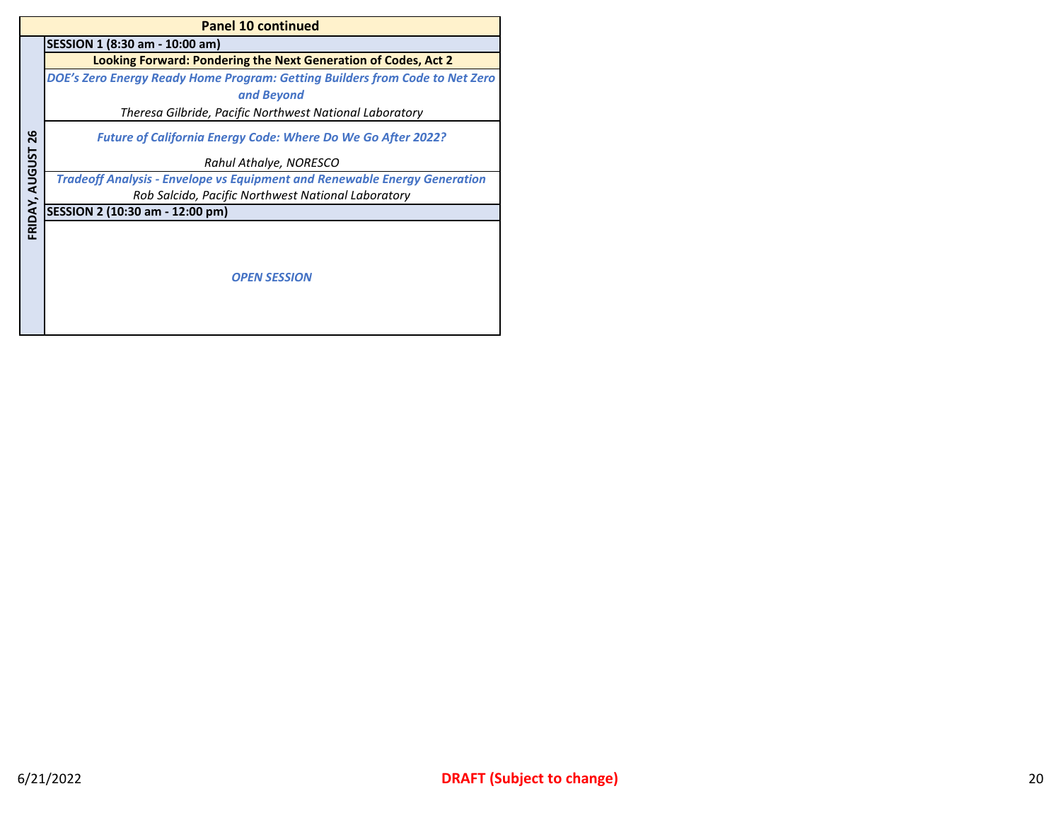| Panel 10 continued | |
|---|---|
| **FRIDAY, AUGUST 26** | **SESSION 1 (8:30 am - 10:00 am)** |
| | **Looking Forward: Pondering the Next Generation of Codes, Act 2** |
| | ***DOE's Zero Energy Ready Home Program: Getting Builders from Code to Net Zero and Beyond***<br>*Theresa Gilbride, Pacific Northwest National Laboratory* |
| | ***Future of California Energy Code: Where Do We Go After 2022?***<br>*Rahul Athalye, NORESCO* |
| | ***Tradeoff Analysis - Envelope vs Equipment and Renewable Energy Generation***<br>*Rob Salcido, Pacific Northwest National Laboratory* |
| | **SESSION 2 (10:30 am - 12:00 pm)** |
| | ***OPEN SESSION*** |

6/21/2022

**DRAFT (Subject to change)**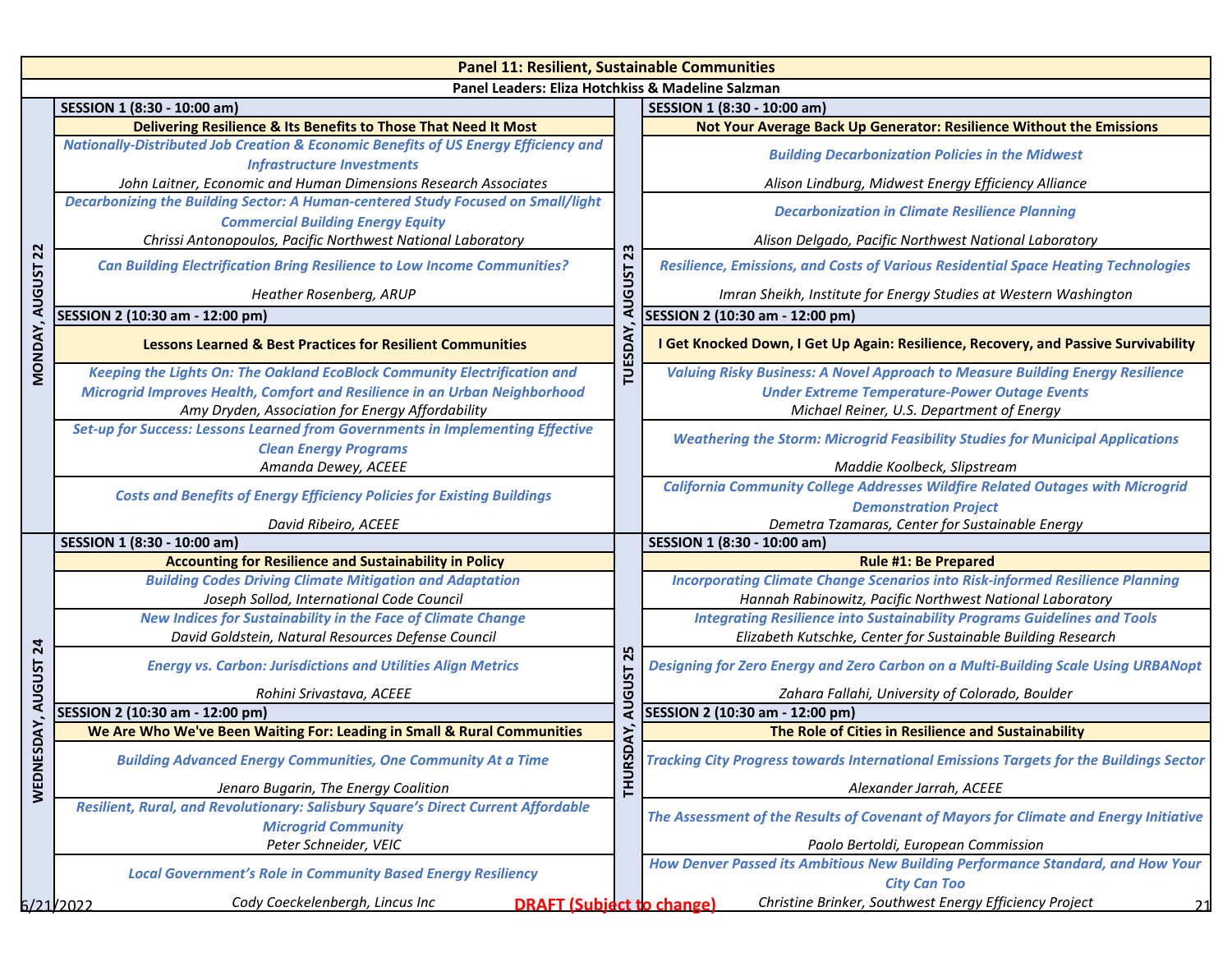# Panel 11: Resilient, Sustainable Communities

**Panel Leaders: Eliza Hotchkiss & Madeline Salzman**

## MONDAY, AUGUST 22

### SESSION 1 (8:30 - 10:00 am)

**Delivering Resilience & Its Benefits to Those That Need It Most**

*Nationally-Distributed Job Creation & Economic Benefits of US Energy Efficiency and Infrastructure Investments*
*John Laitner, Economic and Human Dimensions Research Associates*

*Decarbonizing the Building Sector: A Human-centered Study Focused on Small/light Commercial Building Energy Equity*
*Chrissi Antonopoulos, Pacific Northwest National Laboratory*

*Can Building Electrification Bring Resilience to Low Income Communities?*
*Heather Rosenberg, ARUP*

### SESSION 2 (10:30 am - 12:00 pm)

**Lessons Learned & Best Practices for Resilient Communities**

*Keeping the Lights On: The Oakland EcoBlock Community Electrification and Microgrid Improves Health, Comfort and Resilience in an Urban Neighborhood*
*Amy Dryden, Association for Energy Affordability*

*Set-up for Success: Lessons Learned from Governments in Implementing Effective Clean Energy Programs*
*Amanda Dewey, ACEEE*

*Costs and Benefits of Energy Efficiency Policies for Existing Buildings*
*David Ribeiro, ACEEE*

## TUESDAY, AUGUST 23

### SESSION 1 (8:30 - 10:00 am)

**Not Your Average Back Up Generator: Resilience Without the Emissions**

*Building Decarbonization Policies in the Midwest*
*Alison Lindburg, Midwest Energy Efficiency Alliance*

*Decarbonization in Climate Resilience Planning*
*Alison Delgado, Pacific Northwest National Laboratory*

*Resilience, Emissions, and Costs of Various Residential Space Heating Technologies*
*Imran Sheikh, Institute for Energy Studies at Western Washington*

### SESSION 2 (10:30 am - 12:00 pm)

**I Get Knocked Down, I Get Up Again: Resilience, Recovery, and Passive Survivability**

*Valuing Risky Business: A Novel Approach to Measure Building Energy Resilience Under Extreme Temperature-Power Outage Events*
*Michael Reiner, U.S. Department of Energy*

*Weathering the Storm: Microgrid Feasibility Studies for Municipal Applications*
*Maddie Koolbeck, Slipstream*

*California Community College Addresses Wildfire Related Outages with Microgrid Demonstration Project*
*Demetra Tzamaras, Center for Sustainable Energy*

## WEDNESDAY, AUGUST 24

### SESSION 1 (8:30 - 10:00 am)

**Accounting for Resilience and Sustainability in Policy**

*Building Codes Driving Climate Mitigation and Adaptation*
*Joseph Sollod, International Code Council*

*New Indices for Sustainability in the Face of Climate Change*
*David Goldstein, Natural Resources Defense Council*

*Energy vs. Carbon: Jurisdictions and Utilities Align Metrics*
*Rohini Srivastava, ACEEE*

### SESSION 2 (10:30 am - 12:00 pm)

**We Are Who We've Been Waiting For: Leading in Small & Rural Communities**

*Building Advanced Energy Communities, One Community At a Time*
*Jenaro Bugarin, The Energy Coalition*

*Resilient, Rural, and Revolutionary: Salisbury Square's Direct Current Affordable Microgrid Community*
*Peter Schneider, VEIC*

*Local Government's Role in Community Based Energy Resiliency*
*Cody Coeckelenbergh, Lincus Inc*

## THURSDAY, AUGUST 25

### SESSION 1 (8:30 - 10:00 am)

**Rule #1: Be Prepared**

*Incorporating Climate Change Scenarios into Risk-informed Resilience Planning*
*Hannah Rabinowitz, Pacific Northwest National Laboratory*

*Integrating Resilience into Sustainability Programs Guidelines and Tools*
*Elizabeth Kutschke, Center for Sustainable Building Research*

*Designing for Zero Energy and Zero Carbon on a Multi-Building Scale Using URBANopt*
*Zahara Fallahi, University of Colorado, Boulder*

### SESSION 2 (10:30 am - 12:00 pm)

**The Role of Cities in Resilience and Sustainability**

*Tracking City Progress towards International Emissions Targets for the Buildings Sector*
*Alexander Jarrah, ACEEE*

*The Assessment of the Results of Covenant of Mayors for Climate and Energy Initiative*
*Paolo Bertoldi, European Commission*

*How Denver Passed its Ambitious New Building Performance Standard, and How Your City Can Too*
*Christine Brinker, Southwest Energy Efficiency Project*

6/21/2022 DRAFT (Subject to change)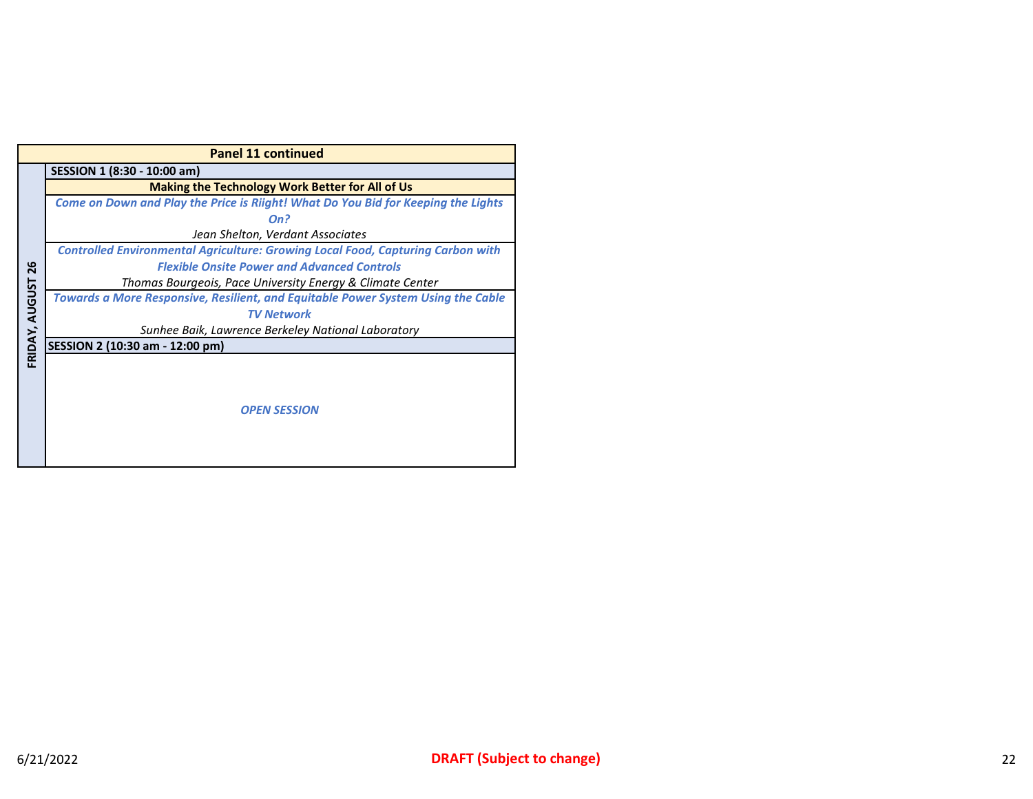| FRIDAY, AUGUST 26 | Panel 11 continued |
|---|---|
| | **SESSION 1 (8:30 - 10:00 am)** |
| | **Making the Technology Work Better for All of Us** |
| | ***Come on Down and Play the Price is Riight! What Do You Bid for Keeping the Lights On?***<br>*Jean Shelton, Verdant Associates* |
| | ***Controlled Environmental Agriculture: Growing Local Food, Capturing Carbon with Flexible Onsite Power and Advanced Controls***<br>*Thomas Bourgeois, Pace University Energy & Climate Center* |
| | ***Towards a More Responsive, Resilient, and Equitable Power System Using the Cable TV Network***<br>*Sunhee Baik, Lawrence Berkeley National Laboratory* |
| | **SESSION 2 (10:30 am - 12:00 pm)** |
| | ***OPEN SESSION*** |

6/21/2022

**DRAFT (Subject to change)**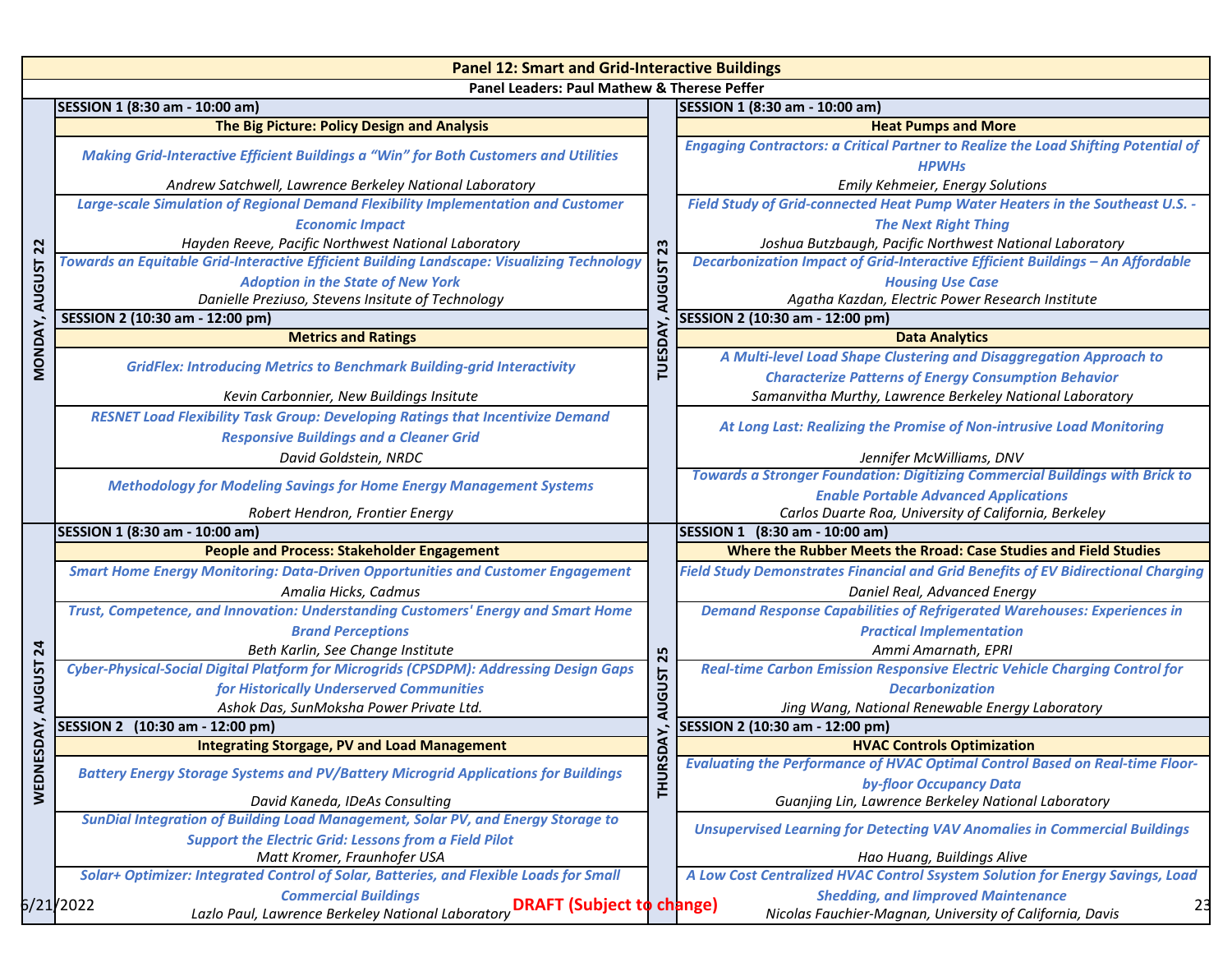# Panel 12: Smart and Grid-Interactive Buildings

**Panel Leaders: Paul Mathew & Therese Peffer**

## MONDAY, AUGUST 22

### SESSION 1 (8:30 am - 10:00 am)

**The Big Picture: Policy Design and Analysis**

*Making Grid-Interactive Efficient Buildings a "Win" for Both Customers and Utilities*
*Andrew Satchwell, Lawrence Berkeley National Laboratory*

*Large-scale Simulation of Regional Demand Flexibility Implementation and Customer Economic Impact*
*Hayden Reeve, Pacific Northwest National Laboratory*

*Towards an Equitable Grid-Interactive Efficient Building Landscape: Visualizing Technology Adoption in the State of New York*
*Danielle Preziuso, Stevens Insitute of Technology*

### SESSION 2 (10:30 am - 12:00 pm)

**Metrics and Ratings**

*GridFlex: Introducing Metrics to Benchmark Building-grid Interactivity*
*Kevin Carbonnier, New Buildings Insitute*

*RESNET Load Flexibility Task Group: Developing Ratings that Incentivize Demand Responsive Buildings and a Cleaner Grid*
*David Goldstein, NRDC*

*Methodology for Modeling Savings for Home Energy Management Systems*
*Robert Hendron, Frontier Energy*

## TUESDAY, AUGUST 23

### SESSION 1 (8:30 am - 10:00 am)

**Heat Pumps and More**

*Engaging Contractors: a Critical Partner to Realize the Load Shifting Potential of HPWHs*
*Emily Kehmeier, Energy Solutions*

*Field Study of Grid-connected Heat Pump Water Heaters in the Southeast U.S. - The Next Right Thing*
*Joshua Butzbaugh, Pacific Northwest National Laboratory*

*Decarbonization Impact of Grid-Interactive Efficient Buildings – An Affordable Housing Use Case*
*Agatha Kazdan, Electric Power Research Institute*

### SESSION 2 (10:30 am - 12:00 pm)

**Data Analytics**

*A Multi-level Load Shape Clustering and Disaggregation Approach to Characterize Patterns of Energy Consumption Behavior*
*Samanvitha Murthy, Lawrence Berkeley National Laboratory*

*At Long Last: Realizing the Promise of Non-intrusive Load Monitoring*
*Jennifer McWilliams, DNV*

*Towards a Stronger Foundation: Digitizing Commercial Buildings with Brick to Enable Portable Advanced Applications*
*Carlos Duarte Roa, University of California, Berkeley*

## WEDNESDAY, AUGUST 24

### SESSION 1 (8:30 am - 10:00 am)

**People and Process: Stakeholder Engagement**

*Smart Home Energy Monitoring: Data-Driven Opportunities and Customer Engagement*
*Amalia Hicks, Cadmus*

*Trust, Competence, and Innovation: Understanding Customers' Energy and Smart Home Brand Perceptions*
*Beth Karlin, See Change Institute*

*Cyber-Physical-Social Digital Platform for Microgrids (CPSDPM): Addressing Design Gaps for Historically Underserved Communities*
*Ashok Das, SunMoksha Power Private Ltd.*

### SESSION 2 (10:30 am - 12:00 pm)

**Integrating Storgage, PV and Load Management**

*Battery Energy Storage Systems and PV/Battery Microgrid Applications for Buildings*
*David Kaneda, IDeAs Consulting*

*SunDial Integration of Building Load Management, Solar PV, and Energy Storage to Support the Electric Grid: Lessons from a Field Pilot*
*Matt Kromer, Fraunhofer USA*

*Solar+ Optimizer: Integrated Control of Solar, Batteries, and Flexible Loads for Small Commercial Buildings*
*Lazlo Paul, Lawrence Berkeley National Laboratory*

## THURSDAY, AUGUST 25

### SESSION 1 (8:30 am - 10:00 am)

**Where the Rubber Meets the Rroad: Case Studies and Field Studies**

*Field Study Demonstrates Financial and Grid Benefits of EV Bidirectional Charging*
*Daniel Real, Advanced Energy*

*Demand Response Capabilities of Refrigerated Warehouses: Experiences in Practical Implementation*
*Ammi Amarnath, EPRI*

*Real-time Carbon Emission Responsive Electric Vehicle Charging Control for Decarbonization*
*Jing Wang, National Renewable Energy Laboratory*

### SESSION 2 (10:30 am - 12:00 pm)

**HVAC Controls Optimization**

*Evaluating the Performance of HVAC Optimal Control Based on Real-time Floor-by-floor Occupancy Data*
*Guanjing Lin, Lawrence Berkeley National Laboratory*

*Unsupervised Learning for Detecting VAV Anomalies in Commercial Buildings*
*Hao Huang, Buildings Alive*

*A Low Cost Centralized HVAC Control Ssystem Solution for Energy Savings, Load Shedding, and Iimproved Maintenance*
*Nicolas Fauchier-Magnan, University of California, Davis*

6/21/2022 **DRAFT (Subject to change)**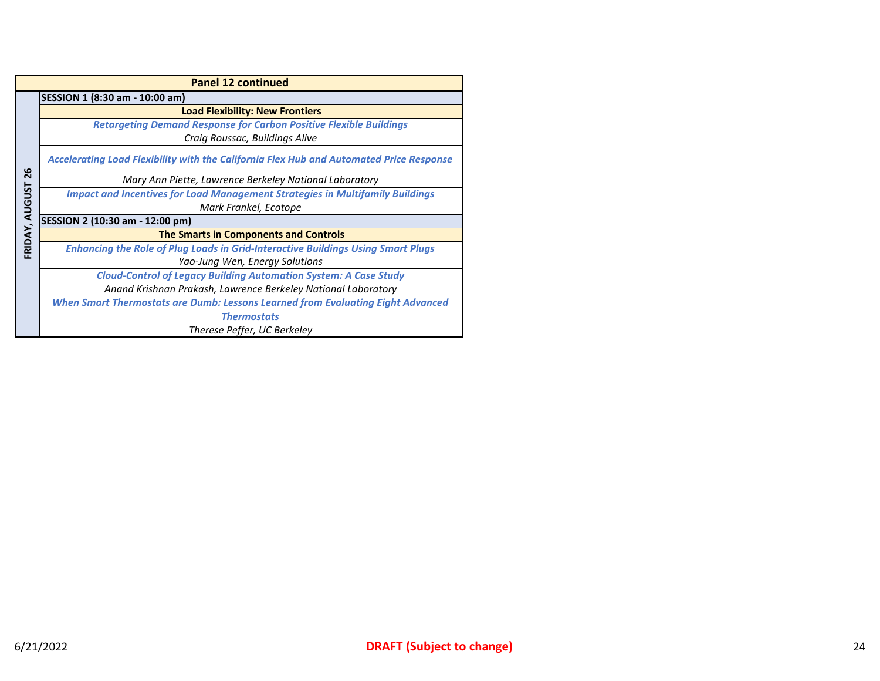| Panel 12 continued | |
|---|---|
| **FRIDAY, AUGUST 26** | **SESSION 1 (8:30 am - 10:00 am)** |
| | **Load Flexibility: New Frontiers** |
| | ***Retargeting Demand Response for Carbon Positive Flexible Buildings***<br>*Craig Roussac, Buildings Alive* |
| | ***Accelerating Load Flexibility with the California Flex Hub and Automated Price Response***<br>*Mary Ann Piette, Lawrence Berkeley National Laboratory* |
| | ***Impact and Incentives for Load Management Strategies in Multifamily Buildings***<br>*Mark Frankel, Ecotope* |
| | **SESSION 2 (10:30 am - 12:00 pm)** |
| | **The Smarts in Components and Controls** |
| | ***Enhancing the Role of Plug Loads in Grid-Interactive Buildings Using Smart Plugs***<br>*Yao-Jung Wen, Energy Solutions* |
| | ***Cloud-Control of Legacy Building Automation System: A Case Study***<br>*Anand Krishnan Prakash, Lawrence Berkeley National Laboratory* |
| | ***When Smart Thermostats are Dumb: Lessons Learned from Evaluating Eight Advanced Thermostats***<br>*Therese Peffer, UC Berkeley* |

6/21/2022

**DRAFT (Subject to change)**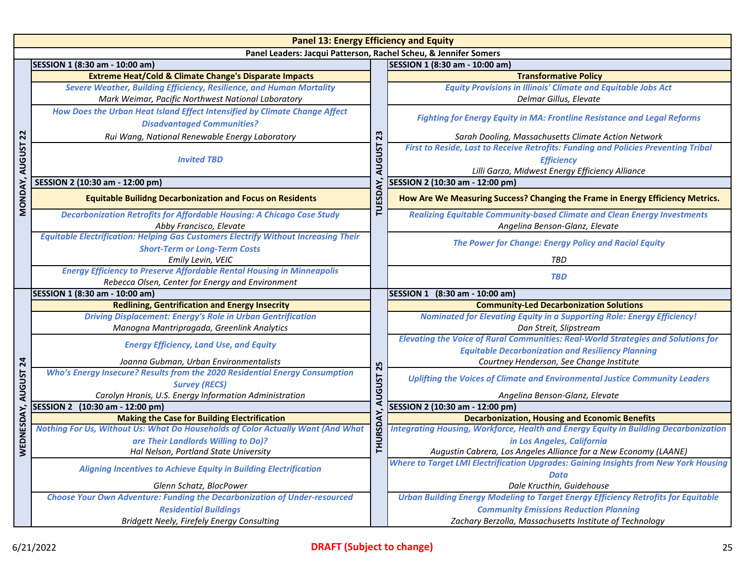# Panel 13: Energy Efficiency and Equity

**Panel Leaders: Jacqui Patterson, Rachel Scheu, & Jennifer Somers**

## MONDAY, AUGUST 22

### SESSION 1 (8:30 am - 10:00 am)

**Extreme Heat/Cold & Climate Change's Disparate Impacts**

*Severe Weather, Building Efficiency, Resilience, and Human Mortality*
*Mark Weimar, Pacific Northwest National Laboratory*

*How Does the Urban Heat Island Effect Intensified by Climate Change Affect Disadvantaged Communities?*
*Rui Wang, National Renewable Energy Laboratory*

*Invited TBD*

### SESSION 2 (10:30 am - 12:00 pm)

**Equitable Builidng Decarbonization and Focus on Residents**

*Decarbonization Retrofits for Affordable Housing: A Chicago Case Study*
*Abby Francisco, Elevate*

*Equitable Electrification: Helping Gas Customers Electrify Without Increasing Their Short-Term or Long-Term Costs*
*Emily Levin, VEIC*

*Energy Efficiency to Preserve Affordable Rental Housing in Minneapolis*
*Rebecca Olsen, Center for Energy and Environment*

## TUESDAY, AUGUST 23

### SESSION 1 (8:30 am - 10:00 am)

**Transformative Policy**

*Equity Provisions in Illinois' Climate and Equitable Jobs Act*
*Delmar Gillus, Elevate*

*Fighting for Energy Equity in MA: Frontline Resistance and Legal Reforms*
*Sarah Dooling, Massachusetts Climate Action Network*

*First to Reside, Last to Receive Retrofits: Funding and Policies Preventing Tribal Efficiency*
*Lilli Garza, Midwest Energy Efficiency Alliance*

### SESSION 2 (10:30 am - 12:00 pm)

**How Are We Measuring Success? Changing the Frame in Energy Efficiency Metrics.**

*Realizing Equitable Community-based Climate and Clean Energy Investments*
*Angelina Benson-Glanz, Elevate*

*The Power for Change: Energy Policy and Racial Equity*
*TBD*

*TBD*

## WEDNESDAY, AUGUST 24

### SESSION 1 (8:30 am - 10:00 am)

**Redlining, Gentrification and Energy Insecrity**

*Driving Displacement: Energy's Role in Urban Gentrification*
*Manogna Mantripragada, Greenlink Analytics*

*Energy Efficiency, Land Use, and Equity*
*Joanna Gubman, Urban Environmentalists*

*Who's Energy Insecure? Results from the 2020 Residential Energy Consumption Survey (RECS)*
*Carolyn Hronis, U.S. Energy Information Administration*

### SESSION 2 (10:30 am - 12:00 pm)

**Making the Case for Building Electrification**

*Nothing For Us, Without Us: What Do Households of Color Actually Want (And What are Their Landlords Willing to Do)?*
*Hal Nelson, Portland State University*

*Aligning Incentives to Achieve Equity in Building Electrification*
*Glenn Schatz, BlocPower*

*Choose Your Own Adventure: Funding the Decarbonization of Under-resourced Residential Buildings*
*Bridgett Neely, Firefely Energy Consulting*

## THURSDAY, AUGUST 25

### SESSION 1 (8:30 am - 10:00 am)

**Community-Led Decarbonization Solutions**

*Nominated for Elevating Equity in a Supporting Role: Energy Efficiency!*
*Dan Streit, Slipstream*

*Elevating the Voice of Rural Communities: Real-World Strategies and Solutions for Equitable Decarbonization and Resiliency Planning*
*Courtney Henderson, See Change Institute*

*Uplifting the Voices of Climate and Environmental Justice Community Leaders*
*Angelina Benson-Glanz, Elevate*

### SESSION 2 (10:30 am - 12:00 pm)

**Decarbonization, Housing and Economic Benefits**

*Integrating Housing, Workforce, Health and Energy Equity in Building Decarbonization in Los Angeles, California*
*Augustin Cabrera, Los Angeles Alliance for a New Economy (LAANE)*

*Where to Target LMI Electrification Upgrades: Gaining Insights from New York Housing Data*
*Dale Kruchtin, Guidehouse*

*Urban Building Energy Modeling to Target Energy Efficiency Retrofits for Equitable Community Emissions Reduction Planning*
*Zachary Berzolla, Massachusetts Institute of Technology*

6/21/2022 DRAFT (Subject to change)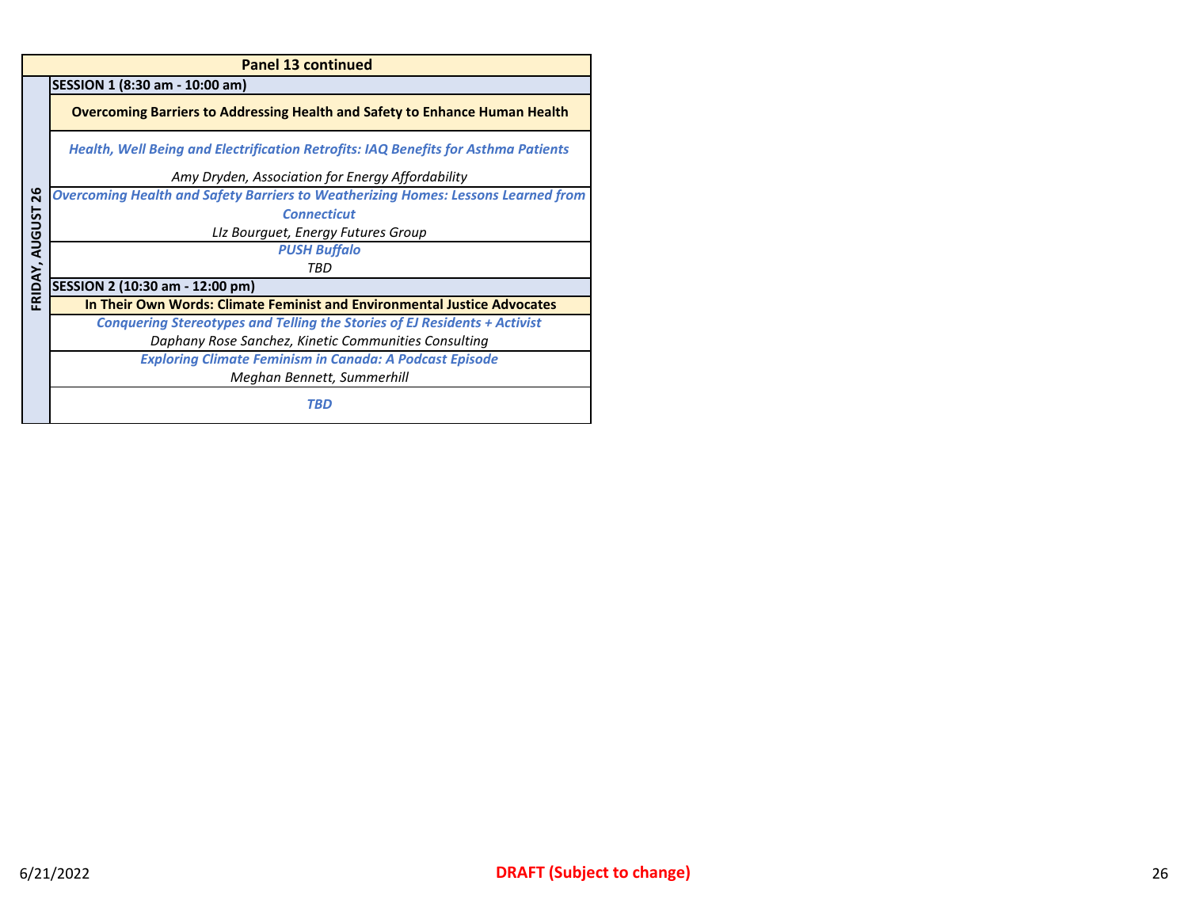| Panel 13 continued | |
|---|---|
| FRIDAY, AUGUST 26 | **SESSION 1 (8:30 am - 10:00 am)** |
| | **Overcoming Barriers to Addressing Health and Safety to Enhance Human Health** |
| | ***Health, Well Being and Electrification Retrofits: IAQ Benefits for Asthma Patients*** *Amy Dryden, Association for Energy Affordability* |
| | ***Overcoming Health and Safety Barriers to Weatherizing Homes: Lessons Learned from Connecticut*** *LIz Bourguet, Energy Futures Group* |
| | ***PUSH Buffalo*** *TBD* |
| | **SESSION 2 (10:30 am - 12:00 pm)** |
| | **In Their Own Words: Climate Feminist and Environmental Justice Advocates** |
| | ***Conquering Stereotypes and Telling the Stories of EJ Residents + Activist*** *Daphany Rose Sanchez, Kinetic Communities Consulting* |
| | ***Exploring Climate Feminism in Canada: A Podcast Episode*** *Meghan Bennett, Summerhill* |
| | ***TBD*** |

6/21/2022

**DRAFT (Subject to change)**